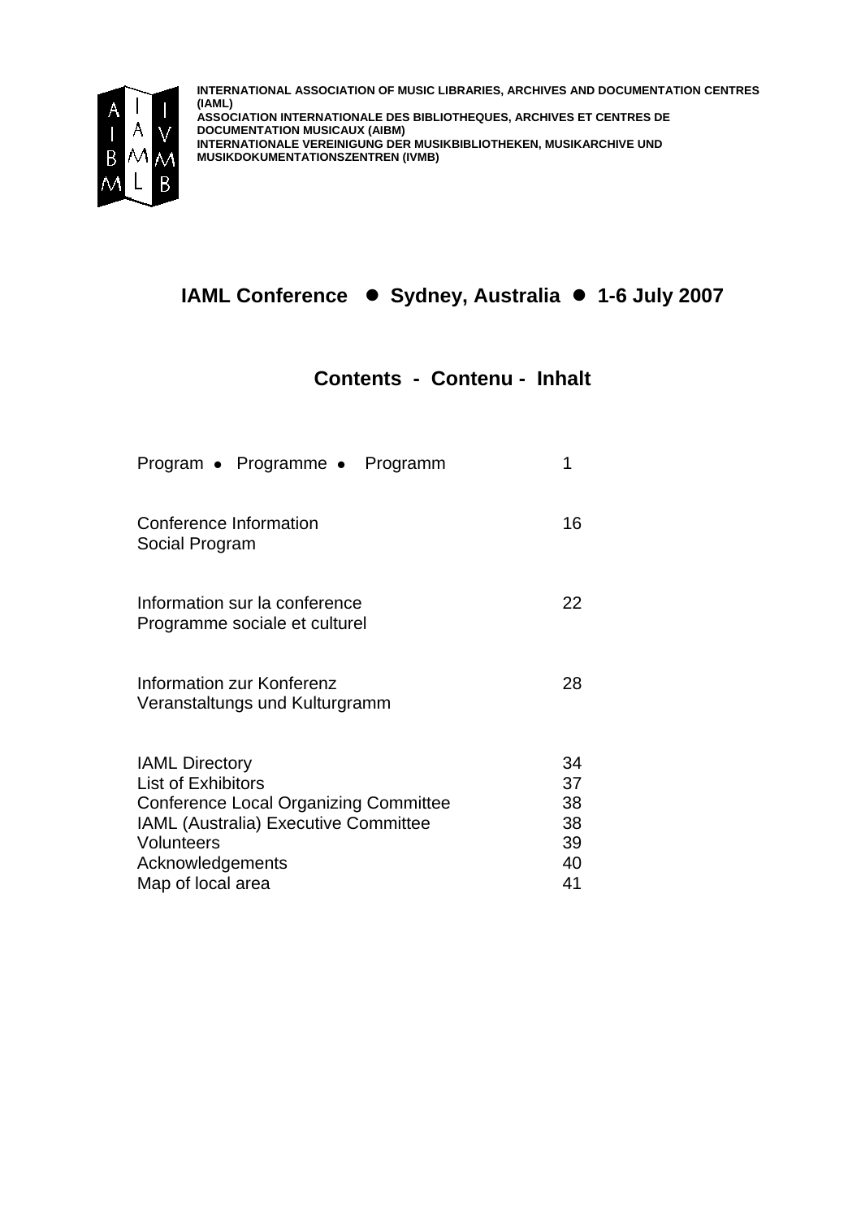**INTERNATIONAL ASSOCIATION OF MUSIC LIBRARIES, ARCHIVES AND DOCUMENTATION CENTRES (IAML)**
**ASSOCIATION INTERNATIONALE DES BIBLIOTHEQUES, ARCHIVES ET CENTRES DE DOCUMENTATION MUSICAUX (AIBM)**
**INTERNATIONALE VEREINIGUNG DER MUSIKBIBLIOTHEKEN, MUSIKARCHIVE UND MUSIKDOKUMENTATIONSZENTREN (IVMB)**

# IAML Conference ● Sydney, Australia ● 1-6 July 2007

## Contents - Contenu - Inhalt

| | |
|---|---|
| Program • Programme • Programm | 1 |
| Conference Information<br>Social Program | 16 |
| Information sur la conference<br>Programme sociale et culturel | 22 |
| Information zur Konferenz<br>Veranstaltungs und Kulturgramm | 28 |
| IAML Directory | 34 |
| List of Exhibitors | 37 |
| Conference Local Organizing Committee | 38 |
| IAML (Australia) Executive Committee | 38 |
| Volunteers | 39 |
| Acknowledgements | 40 |
| Map of local area | 41 |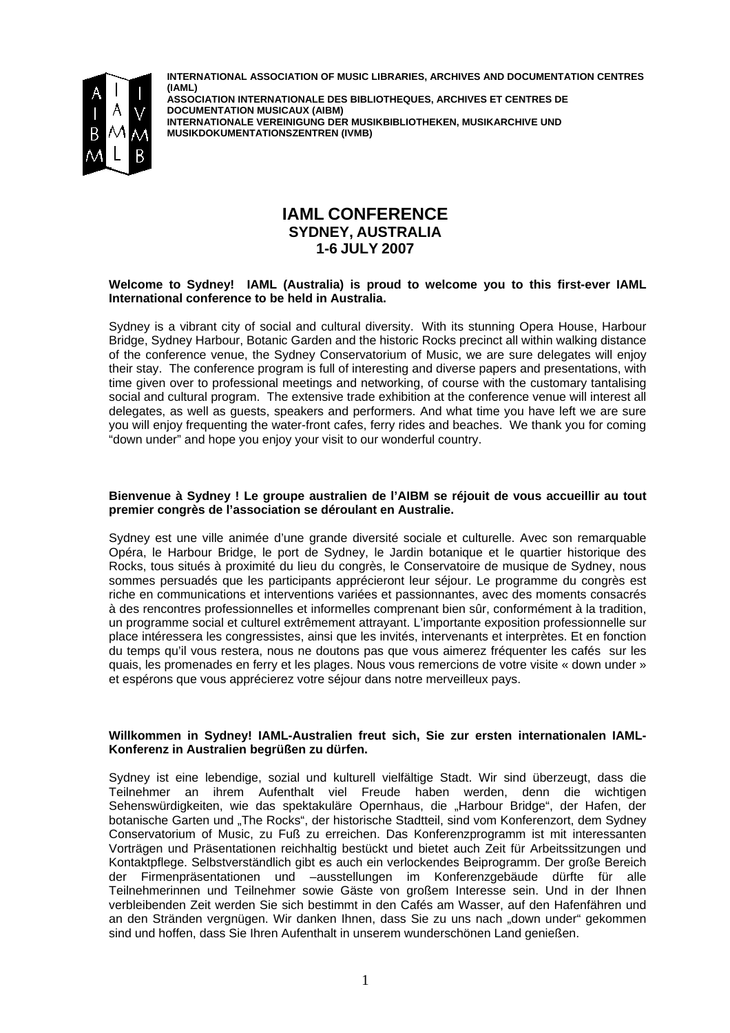**INTERNATIONAL ASSOCIATION OF MUSIC LIBRARIES, ARCHIVES AND DOCUMENTATION CENTRES (IAML)**
**ASSOCIATION INTERNATIONALE DES BIBLIOTHEQUES, ARCHIVES ET CENTRES DE DOCUMENTATION MUSICAUX (AIBM)**
**INTERNATIONALE VEREINIGUNG DER MUSIKBIBLIOTHEKEN, MUSIKARCHIVE UND MUSIKDOKUMENTATIONSZENTREN (IVMB)**

# IAML CONFERENCE
## SYDNEY, AUSTRALIA
## 1-6 JULY 2007

**Welcome to Sydney! IAML (Australia) is proud to welcome you to this first-ever IAML International conference to be held in Australia.**

Sydney is a vibrant city of social and cultural diversity. With its stunning Opera House, Harbour Bridge, Sydney Harbour, Botanic Garden and the historic Rocks precinct all within walking distance of the conference venue, the Sydney Conservatorium of Music, we are sure delegates will enjoy their stay. The conference program is full of interesting and diverse papers and presentations, with time given over to professional meetings and networking, of course with the customary tantalising social and cultural program. The extensive trade exhibition at the conference venue will interest all delegates, as well as guests, speakers and performers. And what time you have left we are sure you will enjoy frequenting the water-front cafes, ferry rides and beaches. We thank you for coming "down under" and hope you enjoy your visit to our wonderful country.

**Bienvenue à Sydney ! Le groupe australien de l'AIBM se réjouit de vous accueillir au tout premier congrès de l'association se déroulant en Australie.**

Sydney est une ville animée d'une grande diversité sociale et culturelle. Avec son remarquable Opéra, le Harbour Bridge, le port de Sydney, le Jardin botanique et le quartier historique des Rocks, tous situés à proximité du lieu du congrès, le Conservatoire de musique de Sydney, nous sommes persuadés que les participants apprécieront leur séjour. Le programme du congrès est riche en communications et interventions variées et passionnantes, avec des moments consacrés à des rencontres professionnelles et informelles comprenant bien sûr, conformément à la tradition, un programme social et culturel extrêmement attrayant. L'importante exposition professionnelle sur place intéressera les congressistes, ainsi que les invités, intervenants et interprètes. Et en fonction du temps qu'il vous restera, nous ne doutons pas que vous aimerez fréquenter les cafés sur les quais, les promenades en ferry et les plages. Nous vous remercions de votre visite « down under » et espérons que vous apprécierez votre séjour dans notre merveilleux pays.

**Willkommen in Sydney! IAML-Australien freut sich, Sie zur ersten internationalen IAML-Konferenz in Australien begrüßen zu dürfen.**

Sydney ist eine lebendige, sozial und kulturell vielfältige Stadt. Wir sind überzeugt, dass die Teilnehmer an ihrem Aufenthalt viel Freude haben werden, denn die wichtigen Sehenswürdigkeiten, wie das spektakuläre Opernhaus, die „Harbour Bridge", der Hafen, der botanische Garten und „The Rocks", der historische Stadtteil, sind vom Konferenzort, dem Sydney Conservatorium of Music, zu Fuß zu erreichen. Das Konferenzprogramm ist mit interessanten Vorträgen und Präsentationen reichhaltig bestückt und bietet auch Zeit für Arbeitssitzungen und Kontaktpflege. Selbstverständlich gibt es auch ein verlockendes Beiprogramm. Der große Bereich der Firmenpräsentationen und –ausstellungen im Konferenzgebäude dürfte für alle Teilnehmerinnen und Teilnehmer sowie Gäste von großem Interesse sein. Und in der Ihnen verbleibenden Zeit werden Sie sich bestimmt in den Cafés am Wasser, auf den Hafenfähren und an den Stränden vergnügen. Wir danken Ihnen, dass Sie zu uns nach „down under" gekommen sind und hoffen, dass Sie Ihren Aufenthalt in unserem wunderschönen Land genießen.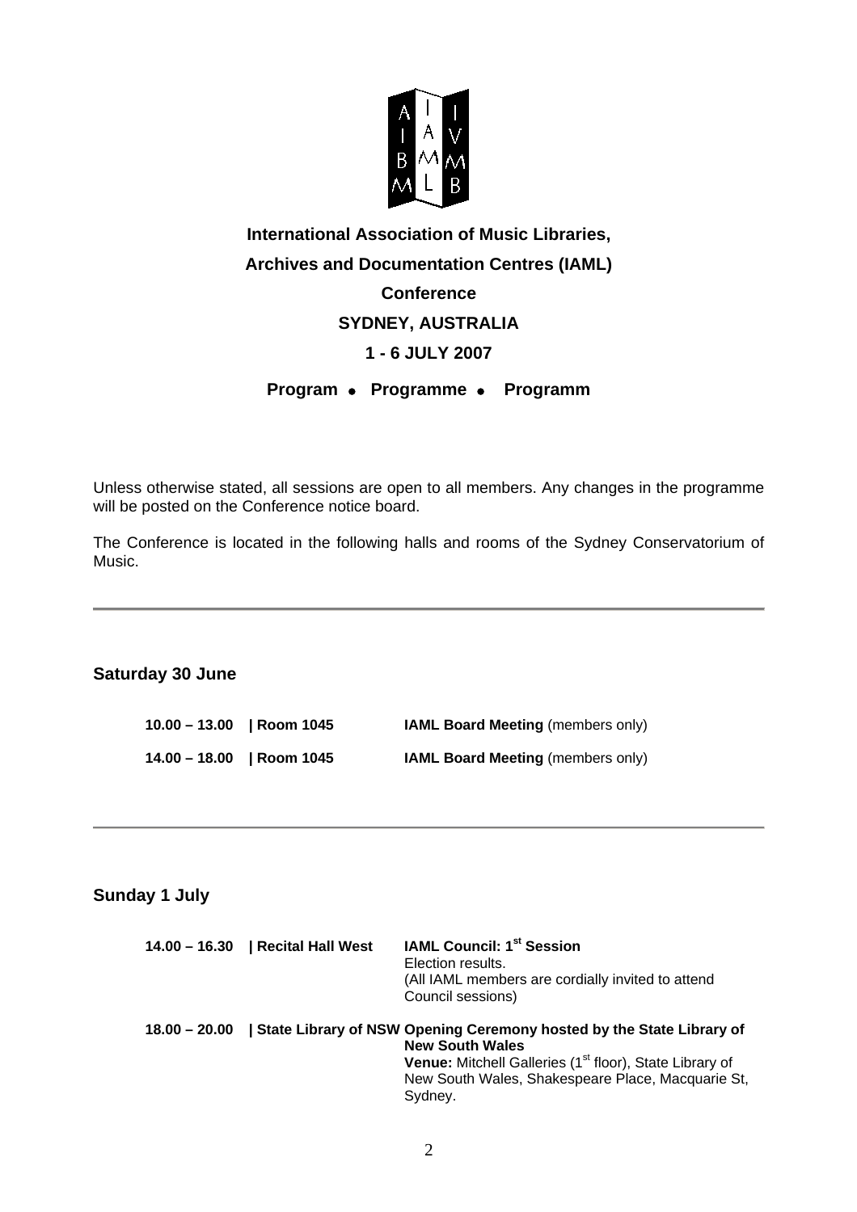**International Association of Music Libraries,**

**Archives and Documentation Centres (IAML)**

**Conference**

**SYDNEY, AUSTRALIA**

**1 - 6 JULY 2007**

**Program • Programme • Programm**

Unless otherwise stated, all sessions are open to all members. Any changes in the programme will be posted on the Conference notice board.

The Conference is located in the following halls and rooms of the Sydney Conservatorium of Music.

---

## Saturday 30 June

| Time | Location | Event |
|---|---|---|
| **10.00 – 13.00** | **\| Room 1045** | **IAML Board Meeting** (members only) |
| **14.00 – 18.00** | **\| Room 1045** | **IAML Board Meeting** (members only) |

---

## Sunday 1 July

| Time | Location | Event |
|---|---|---|
| **14.00 – 16.30** | **\| Recital Hall West** | **IAML Council: 1st Session**<br>Election results.<br>(All IAML members are cordially invited to attend Council sessions) |
| **18.00 – 20.00** | **\| State Library of NSW** | **Opening Ceremony hosted by the State Library of New South Wales**<br>**Venue:** Mitchell Galleries (1st floor), State Library of New South Wales, Shakespeare Place, Macquarie St, Sydney. |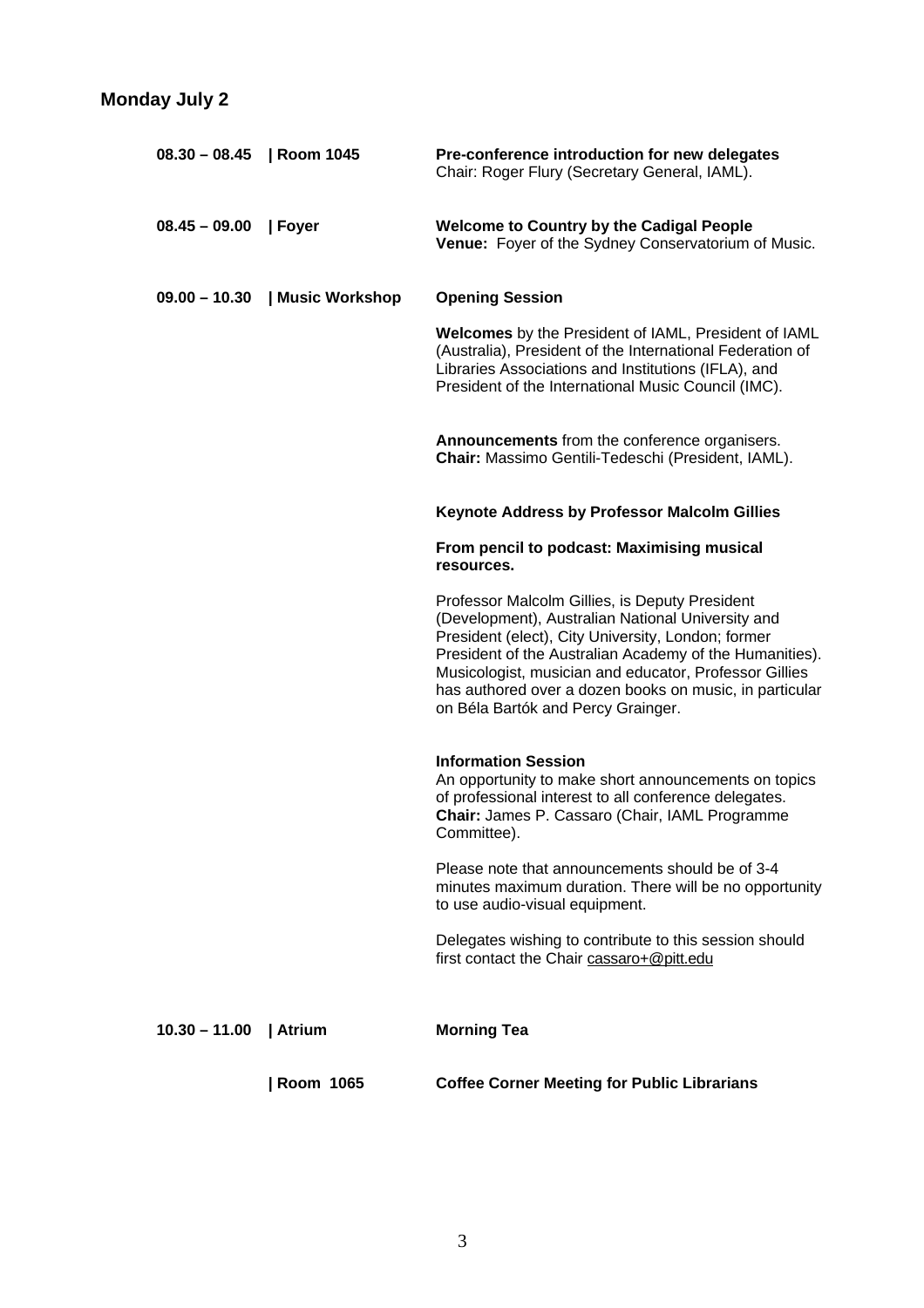## Monday July 2

**08.30 – 08.45 | Room 1045**

**Pre-conference introduction for new delegates**
Chair: Roger Flury (Secretary General, IAML).

**08.45 – 09.00 | Foyer**

**Welcome to Country by the Cadigal People**
**Venue:** Foyer of the Sydney Conservatorium of Music.

**09.00 – 10.30 | Music Workshop**

**Opening Session**

**Welcomes** by the President of IAML, President of IAML (Australia), President of the International Federation of Libraries Associations and Institutions (IFLA), and President of the International Music Council (IMC).

**Announcements** from the conference organisers.
**Chair:** Massimo Gentili-Tedeschi (President, IAML).

**Keynote Address by Professor Malcolm Gillies**

**From pencil to podcast: Maximising musical resources.**

Professor Malcolm Gillies, is Deputy President (Development), Australian National University and President (elect), City University, London; former President of the Australian Academy of the Humanities). Musicologist, musician and educator, Professor Gillies has authored over a dozen books on music, in particular on Béla Bartók and Percy Grainger.

**Information Session**
An opportunity to make short announcements on topics of professional interest to all conference delegates.
**Chair:** James P. Cassaro (Chair, IAML Programme Committee).

Please note that announcements should be of 3-4 minutes maximum duration. There will be no opportunity to use audio-visual equipment.

Delegates wishing to contribute to this session should first contact the Chair cassaro+@pitt.edu

**10.30 – 11.00 | Atrium**

**Morning Tea**

**| Room 1065**

**Coffee Corner Meeting for Public Librarians**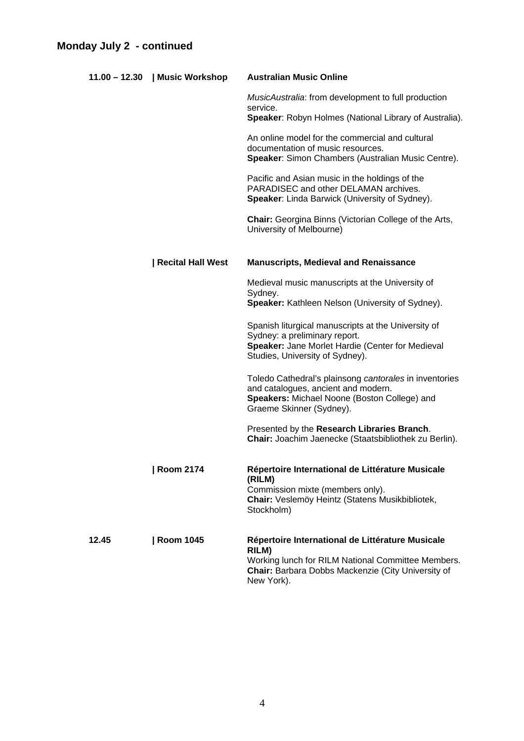## Monday July 2 - continued

**11.00 – 12.30** | **Music Workshop** | **Australian Music Online**

*MusicAustralia*: from development to full production service.
**Speaker**: Robyn Holmes (National Library of Australia).

An online model for the commercial and cultural documentation of music resources.
**Speaker**: Simon Chambers (Australian Music Centre).

Pacific and Asian music in the holdings of the PARADISEC and other DELAMAN archives.
**Speaker**: Linda Barwick (University of Sydney).

**Chair:** Georgina Binns (Victorian College of the Arts, University of Melbourne)

| **Recital Hall West** | **Manuscripts, Medieval and Renaissance**

Medieval music manuscripts at the University of Sydney.
**Speaker:** Kathleen Nelson (University of Sydney).

Spanish liturgical manuscripts at the University of Sydney: a preliminary report.
**Speaker:** Jane Morlet Hardie (Center for Medieval Studies, University of Sydney).

Toledo Cathedral's plainsong *cantorales* in inventories and catalogues, ancient and modern.
**Speakers:** Michael Noone (Boston College) and Graeme Skinner (Sydney).

Presented by the **Research Libraries Branch**.
**Chair:** Joachim Jaenecke (Staatsbibliothek zu Berlin).

| **Room 2174** | **Répertoire International de Littérature Musicale (RILM)**
Commission mixte (members only).
**Chair:** Veslemöy Heintz (Statens Musikbibliotek, Stockholm)

**12.45** | **Room 1045** | **Répertoire International de Littérature Musicale RILM)**
Working lunch for RILM National Committee Members.
**Chair:** Barbara Dobbs Mackenzie (City University of New York).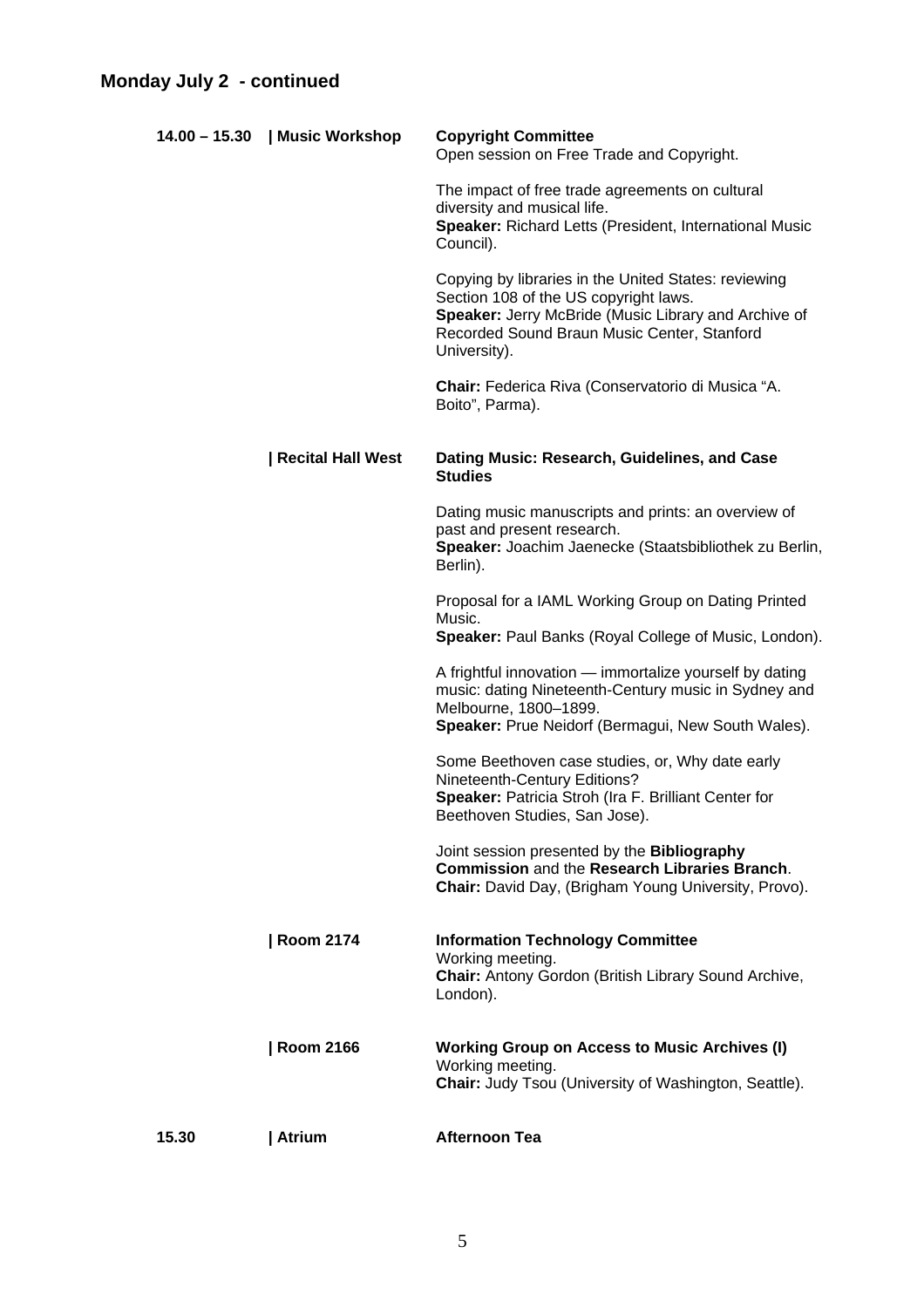## Monday July 2 - continued

**14.00 – 15.30** | **Music Workshop**

**Copyright Committee**
Open session on Free Trade and Copyright.

The impact of free trade agreements on cultural diversity and musical life.
**Speaker:** Richard Letts (President, International Music Council).

Copying by libraries in the United States: reviewing Section 108 of the US copyright laws.
**Speaker:** Jerry McBride (Music Library and Archive of Recorded Sound Braun Music Center, Stanford University).

**Chair:** Federica Riva (Conservatorio di Musica "A. Boito", Parma).

| **Recital Hall West**

**Dating Music: Research, Guidelines, and Case Studies**

Dating music manuscripts and prints: an overview of past and present research.
**Speaker:** Joachim Jaenecke (Staatsbibliothek zu Berlin, Berlin).

Proposal for a IAML Working Group on Dating Printed Music.
**Speaker:** Paul Banks (Royal College of Music, London).

A frightful innovation — immortalize yourself by dating music: dating Nineteenth-Century music in Sydney and Melbourne, 1800–1899.
**Speaker:** Prue Neidorf (Bermagui, New South Wales).

Some Beethoven case studies, or, Why date early Nineteenth-Century Editions?
**Speaker:** Patricia Stroh (Ira F. Brilliant Center for Beethoven Studies, San Jose).

Joint session presented by the **Bibliography Commission** and the **Research Libraries Branch**.
**Chair:** David Day, (Brigham Young University, Provo).

| **Room 2174**

**Information Technology Committee**
Working meeting.
**Chair:** Antony Gordon (British Library Sound Archive, London).

| **Room 2166**

**Working Group on Access to Music Archives (I)**
Working meeting.
**Chair:** Judy Tsou (University of Washington, Seattle).

**15.30** | **Atrium**

**Afternoon Tea**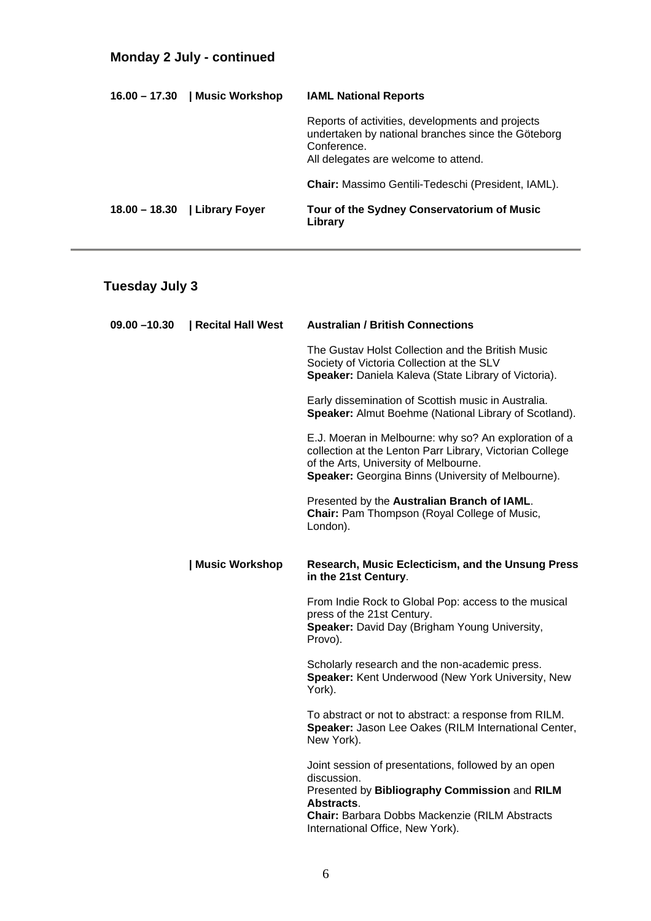## Monday 2 July - continued

**16.00 – 17.30 | Music Workshop** **IAML National Reports**

Reports of activities, developments and projects undertaken by national branches since the Göteborg Conference.
All delegates are welcome to attend.

**Chair:** Massimo Gentili-Tedeschi (President, IAML).

**18.00 – 18.30 | Library Foyer** **Tour of the Sydney Conservatorium of Music Library**

---

## Tuesday July 3

**09.00 –10.30 | Recital Hall West** **Australian / British Connections**

The Gustav Holst Collection and the British Music Society of Victoria Collection at the SLV
**Speaker:** Daniela Kaleva (State Library of Victoria).

Early dissemination of Scottish music in Australia.
**Speaker:** Almut Boehme (National Library of Scotland).

E.J. Moeran in Melbourne: why so? An exploration of a collection at the Lenton Parr Library, Victorian College of the Arts, University of Melbourne.
**Speaker:** Georgina Binns (University of Melbourne).

Presented by the **Australian Branch of IAML**.
**Chair:** Pam Thompson (Royal College of Music, London).

**| Music Workshop** **Research, Music Eclecticism, and the Unsung Press in the 21st Century**.

From Indie Rock to Global Pop: access to the musical press of the 21st Century.
**Speaker:** David Day (Brigham Young University, Provo).

Scholarly research and the non-academic press.
**Speaker:** Kent Underwood (New York University, New York).

To abstract or not to abstract: a response from RILM.
**Speaker:** Jason Lee Oakes (RILM International Center, New York).

Joint session of presentations, followed by an open discussion.
Presented by **Bibliography Commission** and **RILM Abstracts**.
**Chair:** Barbara Dobbs Mackenzie (RILM Abstracts International Office, New York).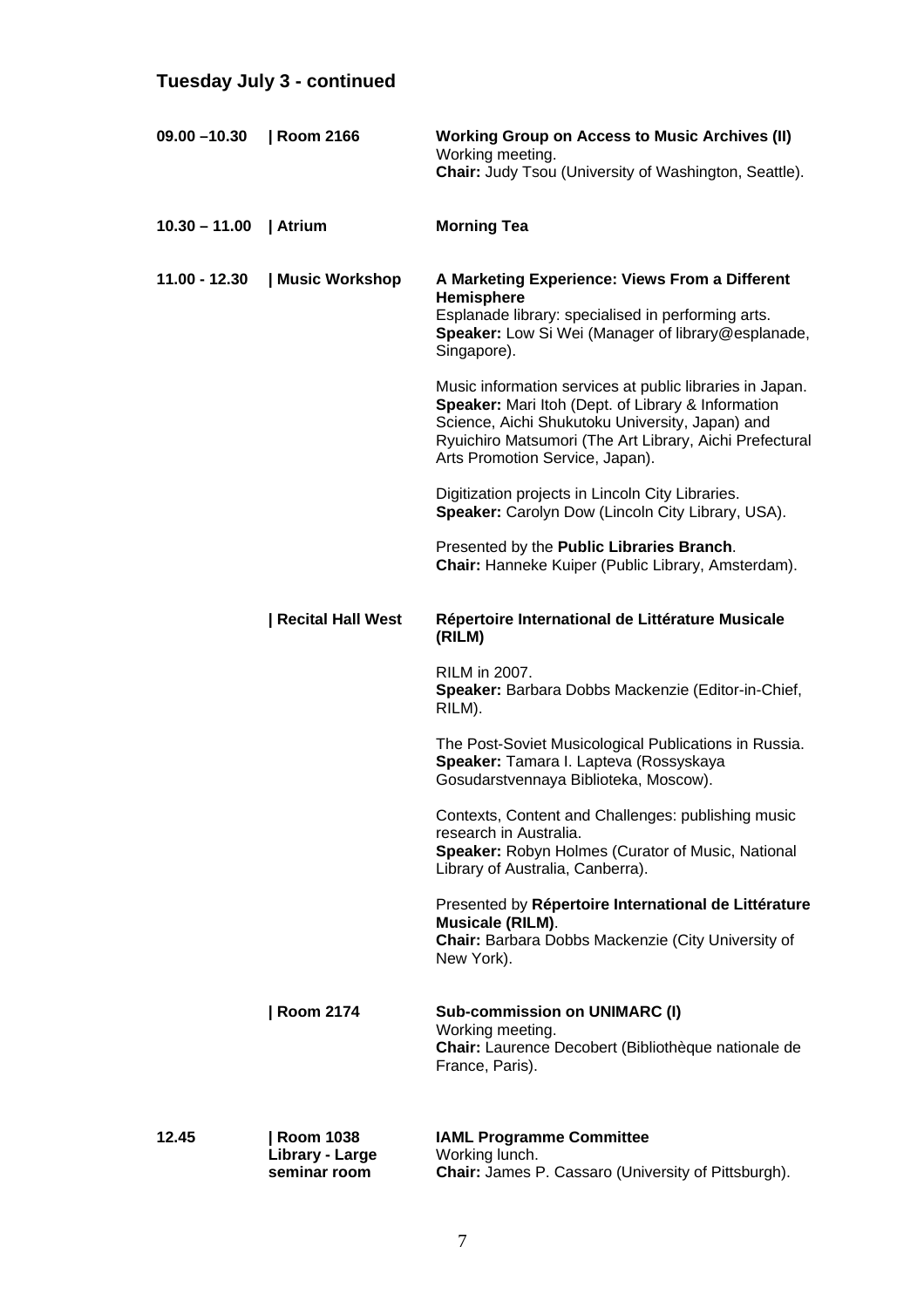## Tuesday July 3 - continued

**09.00 –10.30** | **Room 2166**

**Working Group on Access to Music Archives (II)**
Working meeting.
**Chair:** Judy Tsou (University of Washington, Seattle).

**10.30 – 11.00** | **Atrium**

**Morning Tea**

**11.00 - 12.30** | **Music Workshop**

**A Marketing Experience: Views From a Different Hemisphere**
Esplanade library: specialised in performing arts.
**Speaker:** Low Si Wei (Manager of library@esplanade, Singapore).

Music information services at public libraries in Japan.
**Speaker:** Mari Itoh (Dept. of Library & Information Science, Aichi Shukutoku University, Japan) and Ryuichiro Matsumori (The Art Library, Aichi Prefectural Arts Promotion Service, Japan).

Digitization projects in Lincoln City Libraries.
**Speaker:** Carolyn Dow (Lincoln City Library, USA).

Presented by the **Public Libraries Branch**.
**Chair:** Hanneke Kuiper (Public Library, Amsterdam).

| **Recital Hall West**

**Répertoire International de Littérature Musicale (RILM)**

RILM in 2007.
**Speaker:** Barbara Dobbs Mackenzie (Editor-in-Chief, RILM).

The Post-Soviet Musicological Publications in Russia.
**Speaker:** Tamara I. Lapteva (Rossyskaya Gosudarstvennaya Biblioteka, Moscow).

Contexts, Content and Challenges: publishing music research in Australia.
**Speaker:** Robyn Holmes (Curator of Music, National Library of Australia, Canberra).

Presented by **Répertoire International de Littérature Musicale (RILM)**.
**Chair:** Barbara Dobbs Mackenzie (City University of New York).

| **Room 2174**

**Sub-commission on UNIMARC (I)**
Working meeting.
**Chair:** Laurence Decobert (Bibliothèque nationale de France, Paris).

**12.45** | **Room 1038 Library - Large seminar room**

**IAML Programme Committee**
Working lunch.
**Chair:** James P. Cassaro (University of Pittsburgh).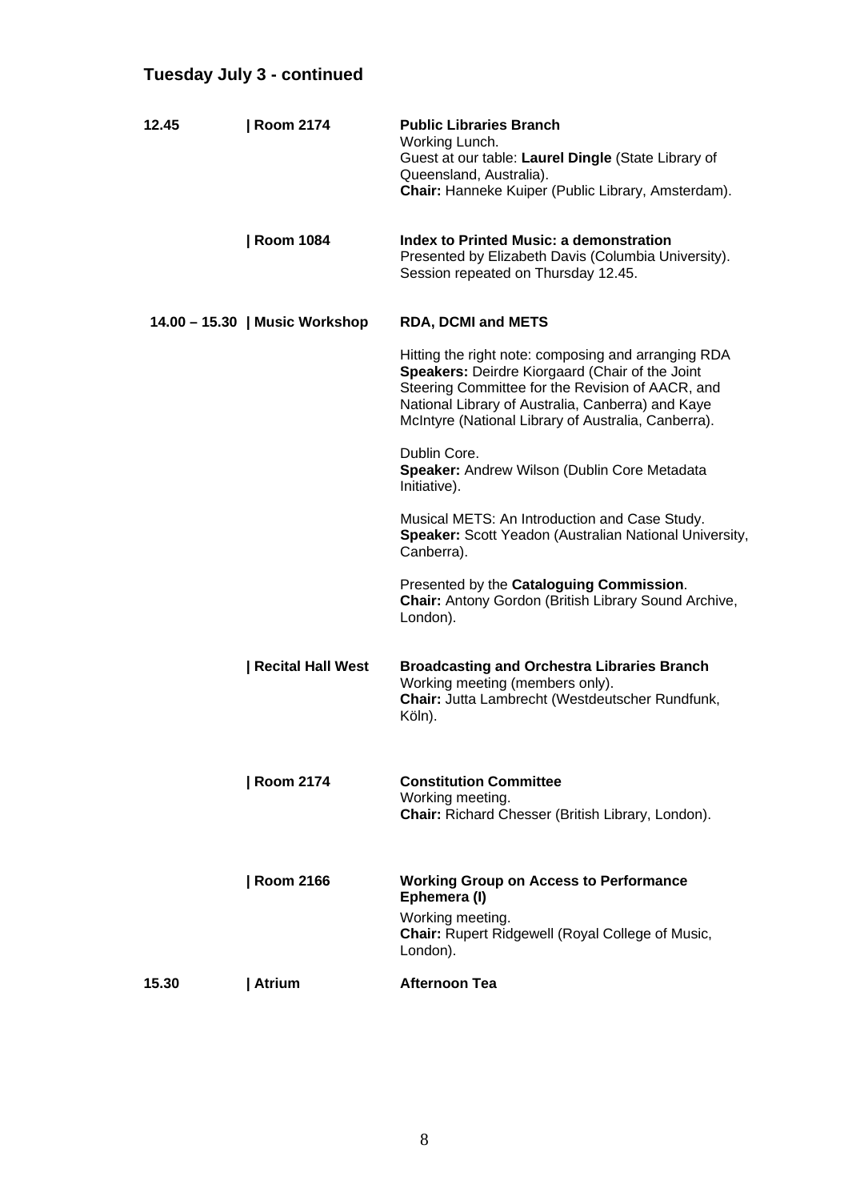## Tuesday July 3 - continued

| | | |
|---|---|---|
| **12.45** | **\| Room 2174** | **Public Libraries Branch**<br>Working Lunch.<br>Guest at our table: **Laurel Dingle** (State Library of Queensland, Australia).<br>**Chair:** Hanneke Kuiper (Public Library, Amsterdam). |
| | **\| Room 1084** | **Index to Printed Music: a demonstration**<br>Presented by Elizabeth Davis (Columbia University).<br>Session repeated on Thursday 12.45. |
| **14.00 – 15.30** | **\| Music Workshop** | **RDA, DCMI and METS**<br><br>Hitting the right note: composing and arranging RDA<br>**Speakers:** Deirdre Kiorgaard (Chair of the Joint Steering Committee for the Revision of AACR, and National Library of Australia, Canberra) and Kaye McIntyre (National Library of Australia, Canberra).<br><br>Dublin Core.<br>**Speaker:** Andrew Wilson (Dublin Core Metadata Initiative).<br><br>Musical METS: An Introduction and Case Study.<br>**Speaker:** Scott Yeadon (Australian National University, Canberra).<br><br>Presented by the **Cataloguing Commission**.<br>**Chair:** Antony Gordon (British Library Sound Archive, London). |
| | **\| Recital Hall West** | **Broadcasting and Orchestra Libraries Branch**<br>Working meeting (members only).<br>**Chair:** Jutta Lambrecht (Westdeutscher Rundfunk, Köln). |
| | **\| Room 2174** | **Constitution Committee**<br>Working meeting.<br>**Chair:** Richard Chesser (British Library, London). |
| | **\| Room 2166** | **Working Group on Access to Performance Ephemera (I)**<br>Working meeting.<br>**Chair:** Rupert Ridgewell (Royal College of Music, London). |
| **15.30** | **\| Atrium** | **Afternoon Tea** |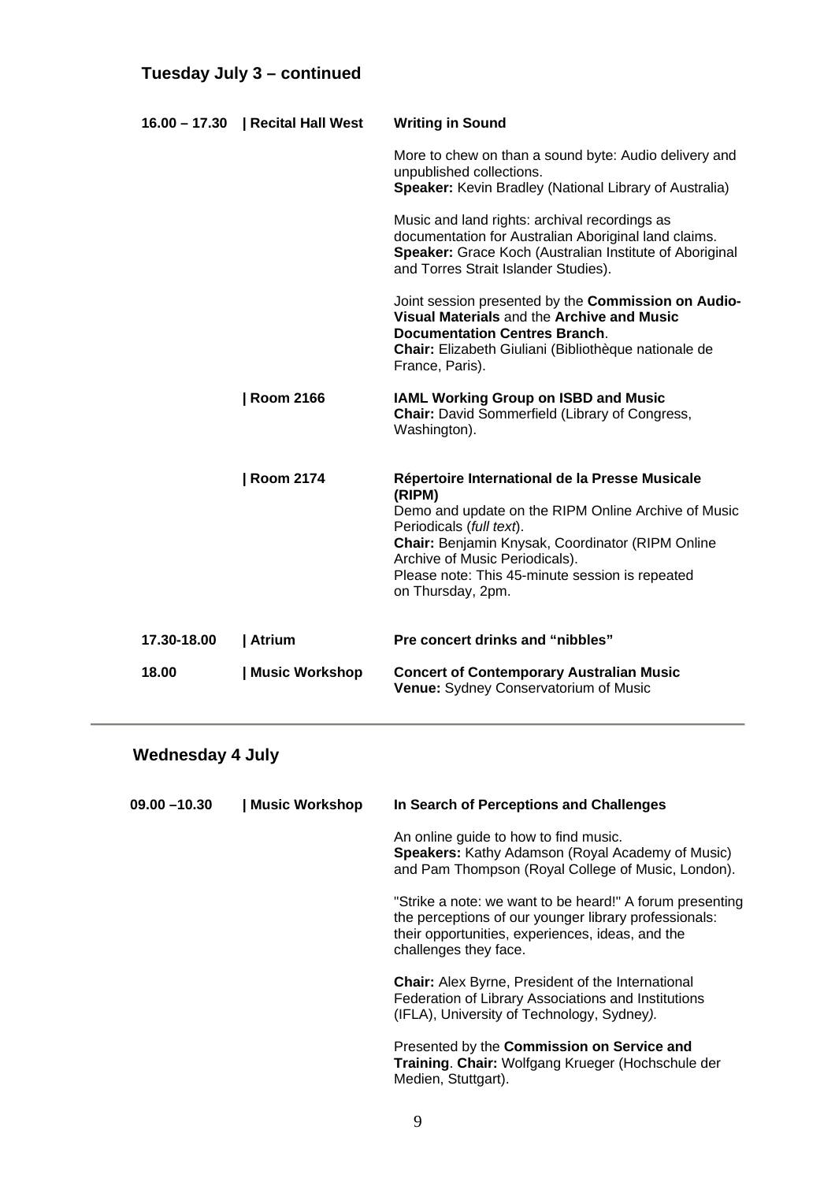## Tuesday July 3 – continued

**16.00 – 17.30 | Recital Hall West**

**Writing in Sound**

More to chew on than a sound byte: Audio delivery and unpublished collections.
**Speaker:** Kevin Bradley (National Library of Australia)

Music and land rights: archival recordings as documentation for Australian Aboriginal land claims.
**Speaker:** Grace Koch (Australian Institute of Aboriginal and Torres Strait Islander Studies).

Joint session presented by the **Commission on Audio-Visual Materials** and the **Archive and Music Documentation Centres Branch**.
**Chair:** Elizabeth Giuliani (Bibliothèque nationale de France, Paris).

**| Room 2166**

**IAML Working Group on ISBD and Music**
**Chair:** David Sommerfield (Library of Congress, Washington).

**| Room 2174**

**Répertoire International de la Presse Musicale (RIPM)**
Demo and update on the RIPM Online Archive of Music Periodicals (*full text*).
**Chair:** Benjamin Knysak, Coordinator (RIPM Online Archive of Music Periodicals).
Please note: This 45-minute session is repeated on Thursday, 2pm.

**17.30-18.00 | Atrium**

**Pre concert drinks and "nibbles"**

**18.00 | Music Workshop**

**Concert of Contemporary Australian Music**
**Venue:** Sydney Conservatorium of Music

---

## Wednesday 4 July

**09.00 –10.30 | Music Workshop**

**In Search of Perceptions and Challenges**

An online guide to how to find music.
**Speakers:** Kathy Adamson (Royal Academy of Music) and Pam Thompson (Royal College of Music, London).

"Strike a note: we want to be heard!" A forum presenting the perceptions of our younger library professionals: their opportunities, experiences, ideas, and the challenges they face.

**Chair:** Alex Byrne, President of the International Federation of Library Associations and Institutions (IFLA), University of Technology, Sydney*)*.

Presented by the **Commission on Service and Training**. **Chair:** Wolfgang Krueger (Hochschule der Medien, Stuttgart).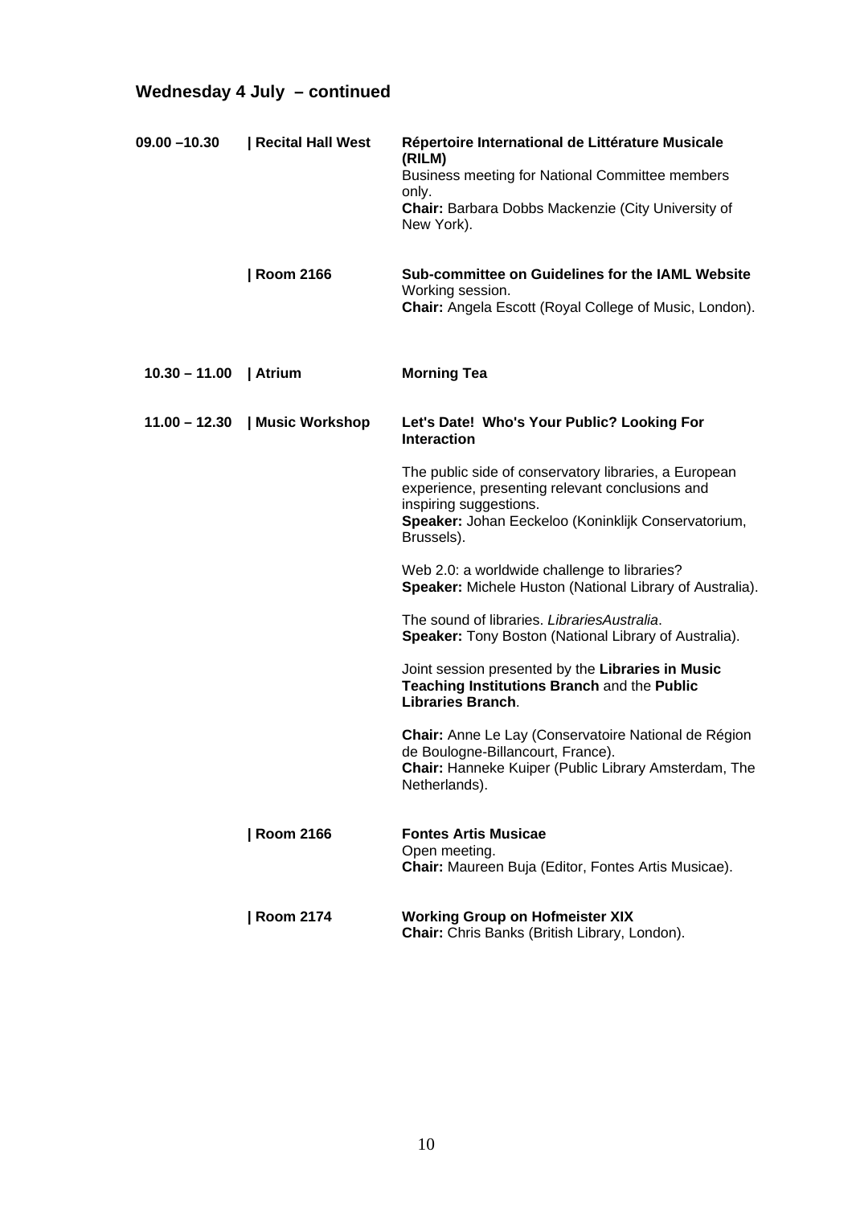## Wednesday 4 July – continued

**09.00 –10.30** | **Recital Hall West**

**Répertoire International de Littérature Musicale (RILM)**
Business meeting for National Committee members only.
**Chair:** Barbara Dobbs Mackenzie (City University of New York).

| **Room 2166**

**Sub-committee on Guidelines for the IAML Website**
Working session.
**Chair:** Angela Escott (Royal College of Music, London).

**10.30 – 11.00** | **Atrium**

**Morning Tea**

**11.00 – 12.30** | **Music Workshop**

**Let's Date! Who's Your Public? Looking For Interaction**

The public side of conservatory libraries, a European experience, presenting relevant conclusions and inspiring suggestions.
**Speaker:** Johan Eeckeloo (Koninklijk Conservatorium, Brussels).

Web 2.0: a worldwide challenge to libraries?
**Speaker:** Michele Huston (National Library of Australia).

The sound of libraries. *LibrariesAustralia*.
**Speaker:** Tony Boston (National Library of Australia).

Joint session presented by the **Libraries in Music Teaching Institutions Branch** and the **Public Libraries Branch**.

**Chair:** Anne Le Lay (Conservatoire National de Région de Boulogne-Billancourt, France).
**Chair:** Hanneke Kuiper (Public Library Amsterdam, The Netherlands).

| **Room 2166**

**Fontes Artis Musicae**
Open meeting.
**Chair:** Maureen Buja (Editor, Fontes Artis Musicae).

| **Room 2174**

**Working Group on Hofmeister XIX**
**Chair:** Chris Banks (British Library, London).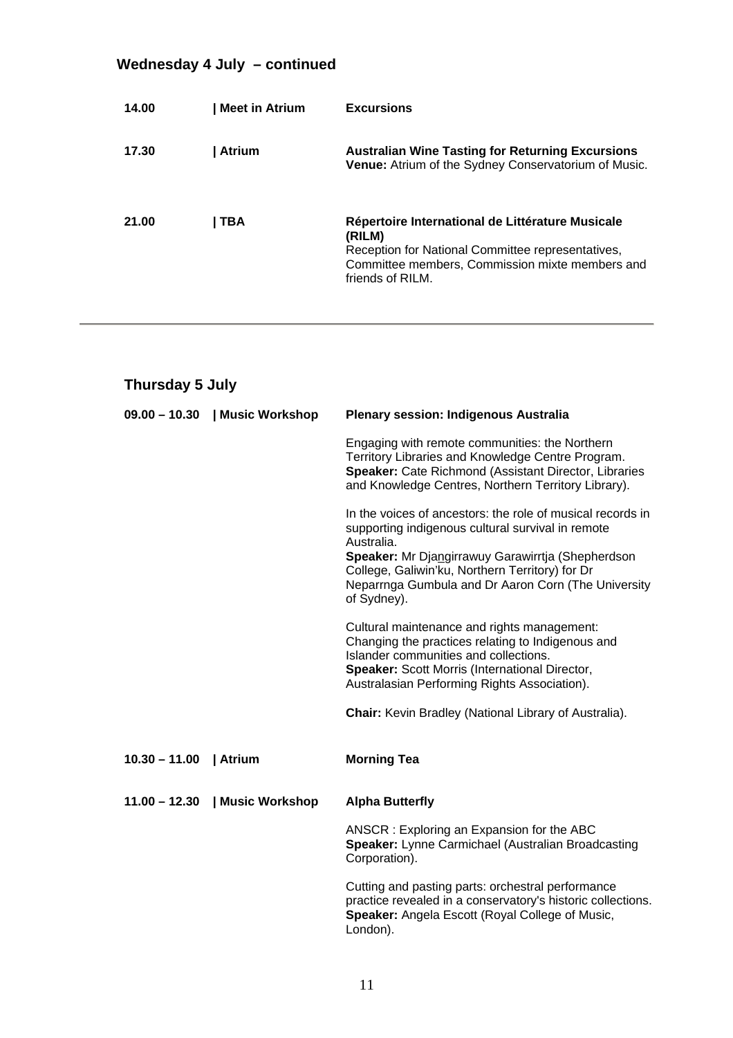## Wednesday 4 July – continued

| | | |
|---|---|---|
| **14.00** | **\| Meet in Atrium** | **Excursions** |
| **17.30** | **\| Atrium** | **Australian Wine Tasting for Returning Excursions**<br>**Venue:** Atrium of the Sydney Conservatorium of Music. |
| **21.00** | **\| TBA** | **Répertoire International de Littérature Musicale (RILM)**<br>Reception for National Committee representatives, Committee members, Commission mixte members and friends of RILM. |

---

## Thursday 5 July

| | | |
|---|---|---|
| **09.00 – 10.30** | **\| Music Workshop** | **Plenary session: Indigenous Australia**<br><br>Engaging with remote communities: the Northern Territory Libraries and Knowledge Centre Program.<br>**Speaker:** Cate Richmond (Assistant Director, Libraries and Knowledge Centres, Northern Territory Library).<br><br>In the voices of ancestors: the role of musical records in supporting indigenous cultural survival in remote Australia.<br>**Speaker:** Mr Djangirrawuy Garawirrtja (Shepherdson College, Galiwin'ku, Northern Territory) for Dr Neparrnga Gumbula and Dr Aaron Corn (The University of Sydney).<br><br>Cultural maintenance and rights management: Changing the practices relating to Indigenous and Islander communities and collections.<br>**Speaker:** Scott Morris (International Director, Australasian Performing Rights Association).<br><br>**Chair:** Kevin Bradley (National Library of Australia). |
| **10.30 – 11.00** | **\| Atrium** | **Morning Tea** |
| **11.00 – 12.30** | **\| Music Workshop** | **Alpha Butterfly**<br><br>ANSCR : Exploring an Expansion for the ABC<br>**Speaker:** Lynne Carmichael (Australian Broadcasting Corporation).<br><br>Cutting and pasting parts: orchestral performance practice revealed in a conservatory's historic collections.<br>**Speaker:** Angela Escott (Royal College of Music, London). |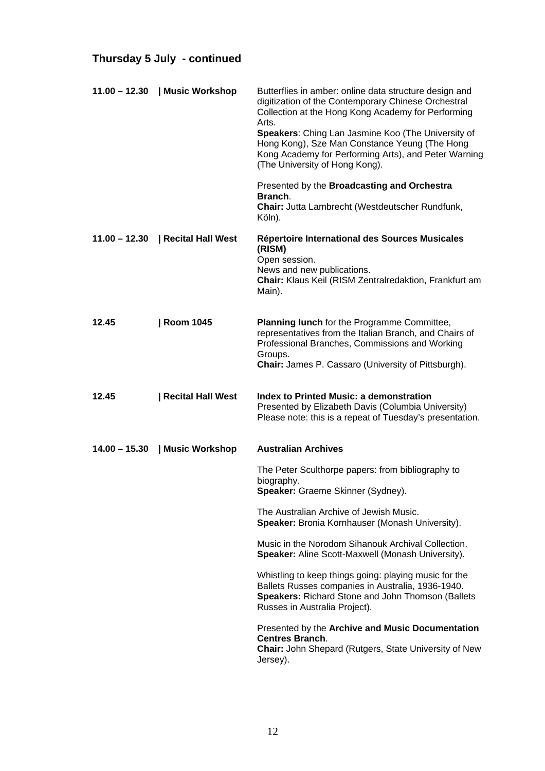## Thursday 5 July - continued

**11.00 – 12.30 | Music Workshop**

Butterflies in amber: online data structure design and digitization of the Contemporary Chinese Orchestral Collection at the Hong Kong Academy for Performing Arts.
**Speakers**: Ching Lan Jasmine Koo (The University of Hong Kong), Sze Man Constance Yeung (The Hong Kong Academy for Performing Arts), and Peter Warning (The University of Hong Kong).

Presented by the **Broadcasting and Orchestra Branch**.
**Chair:** Jutta Lambrecht (Westdeutscher Rundfunk, Köln).

**11.00 – 12.30 | Recital Hall West**

**Répertoire International des Sources Musicales (RISM)**
Open session.
News and new publications.
**Chair:** Klaus Keil (RISM Zentralredaktion, Frankfurt am Main).

**12.45 | Room 1045**

**Planning lunch** for the Programme Committee, representatives from the Italian Branch, and Chairs of Professional Branches, Commissions and Working Groups.
**Chair:** James P. Cassaro (University of Pittsburgh).

**12.45 | Recital Hall West**

**Index to Printed Music: a demonstration**
Presented by Elizabeth Davis (Columbia University)
Please note: this is a repeat of Tuesday's presentation.

**14.00 – 15.30 | Music Workshop**

**Australian Archives**

The Peter Sculthorpe papers: from bibliography to biography.
**Speaker:** Graeme Skinner (Sydney).

The Australian Archive of Jewish Music.
**Speaker:** Bronia Kornhauser (Monash University).

Music in the Norodom Sihanouk Archival Collection.
**Speaker:** Aline Scott-Maxwell (Monash University).

Whistling to keep things going: playing music for the Ballets Russes companies in Australia, 1936-1940.
**Speakers:** Richard Stone and John Thomson (Ballets Russes in Australia Project).

Presented by the **Archive and Music Documentation Centres Branch**.
**Chair:** John Shepard (Rutgers, State University of New Jersey).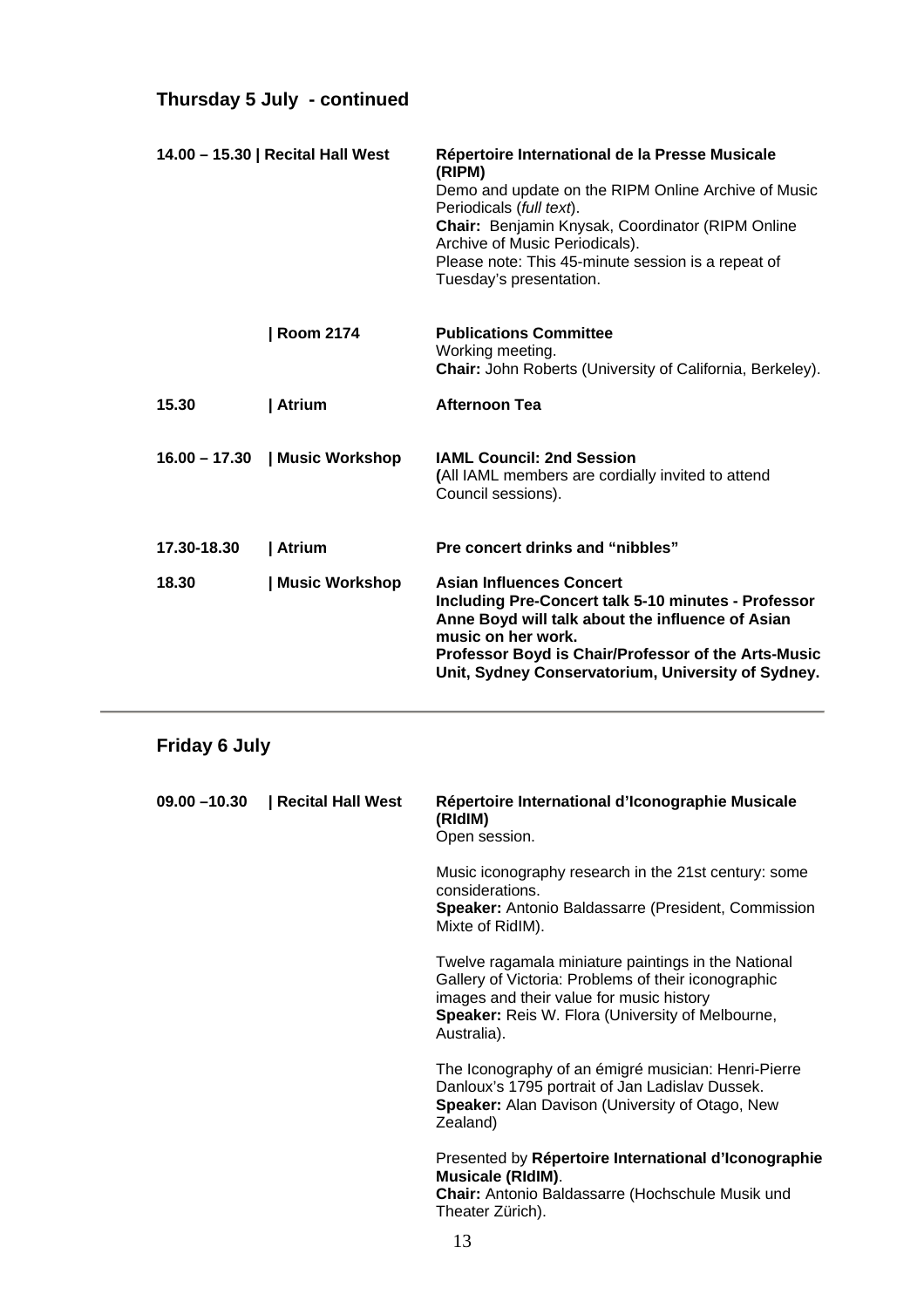## Thursday 5 July - continued

**14.00 – 15.30 | Recital Hall West**

**Répertoire International de la Presse Musicale (RIPM)**
Demo and update on the RIPM Online Archive of Music Periodicals (*full text*).
**Chair:** Benjamin Knysak, Coordinator (RIPM Online Archive of Music Periodicals).
Please note: This 45-minute session is a repeat of Tuesday's presentation.

**| Room 2174**

**Publications Committee**
Working meeting.
**Chair:** John Roberts (University of California, Berkeley).

**15.30 | Atrium**

**Afternoon Tea**

**16.00 – 17.30 | Music Workshop**

**IAML Council: 2nd Session**
**(**All IAML members are cordially invited to attend Council sessions).

**17.30-18.30 | Atrium**

**Pre concert drinks and "nibbles"**

**18.30 | Music Workshop**

**Asian Influences Concert**
**Including Pre-Concert talk 5-10 minutes - Professor Anne Boyd will talk about the influence of Asian music on her work.**
**Professor Boyd is Chair/Professor of the Arts-Music Unit, Sydney Conservatorium, University of Sydney.**

---

## Friday 6 July

**09.00 –10.30 | Recital Hall West**

**Répertoire International d'Iconographie Musicale (RIdIM)**
Open session.

Music iconography research in the 21st century: some considerations.
**Speaker:** Antonio Baldassarre (President, Commission Mixte of RidIM).

Twelve ragamala miniature paintings in the National Gallery of Victoria: Problems of their iconographic images and their value for music history
**Speaker:** Reis W. Flora (University of Melbourne, Australia).

The Iconography of an émigré musician: Henri-Pierre Danloux's 1795 portrait of Jan Ladislav Dussek.
**Speaker:** Alan Davison (University of Otago, New Zealand)

Presented by **Répertoire International d'Iconographie Musicale (RIdIM)**.
**Chair:** Antonio Baldassarre (Hochschule Musik und Theater Zürich).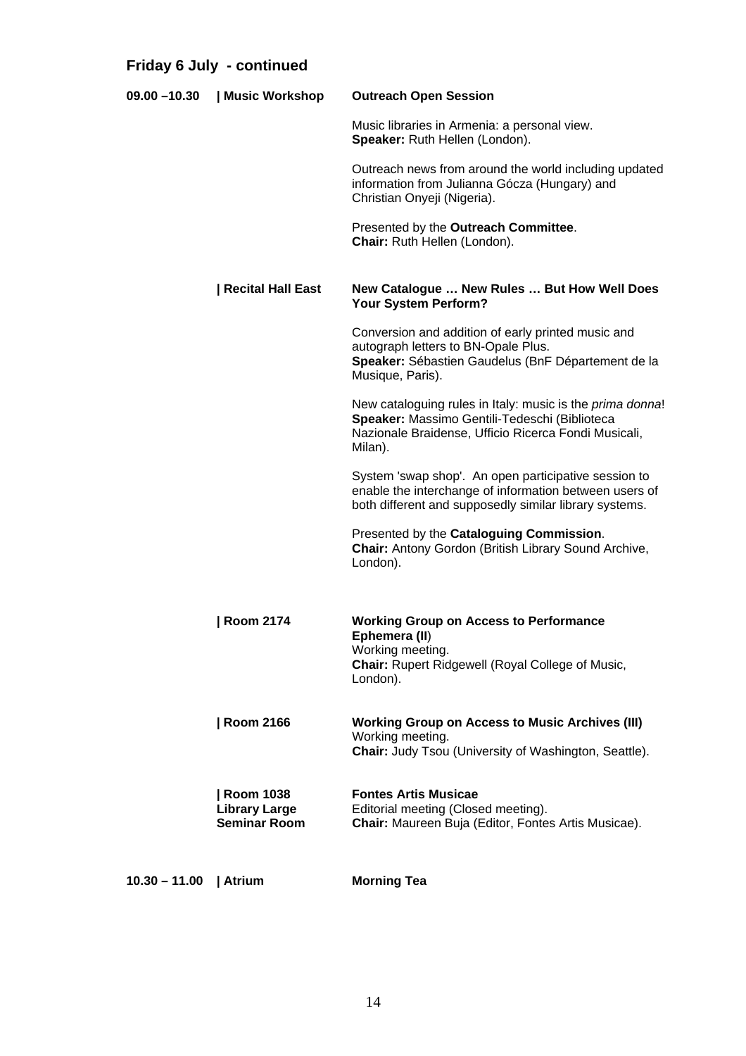## Friday 6 July - continued

**09.00 –10.30** | **Music Workshop**

**Outreach Open Session**

Music libraries in Armenia: a personal view.
**Speaker:** Ruth Hellen (London).

Outreach news from around the world including updated information from Julianna Gócza (Hungary) and Christian Onyeji (Nigeria).

Presented by the **Outreach Committee**.
**Chair:** Ruth Hellen (London).

| **Recital Hall East**

**New Catalogue … New Rules … But How Well Does Your System Perform?**

Conversion and addition of early printed music and autograph letters to BN-Opale Plus.
**Speaker:** Sébastien Gaudelus (BnF Département de la Musique, Paris).

New cataloguing rules in Italy: music is the *prima donna*!
**Speaker:** Massimo Gentili-Tedeschi (Biblioteca Nazionale Braidense, Ufficio Ricerca Fondi Musicali, Milan).

System 'swap shop'. An open participative session to enable the interchange of information between users of both different and supposedly similar library systems.

Presented by the **Cataloguing Commission**.
**Chair:** Antony Gordon (British Library Sound Archive, London).

| **Room 2174**

**Working Group on Access to Performance Ephemera (II**)
Working meeting.
**Chair:** Rupert Ridgewell (Royal College of Music, London).

| **Room 2166**

**Working Group on Access to Music Archives (III)**
Working meeting.
**Chair:** Judy Tsou (University of Washington, Seattle).

| **Room 1038 Library Large Seminar Room**

**Fontes Artis Musicae**
Editorial meeting (Closed meeting).
**Chair:** Maureen Buja (Editor, Fontes Artis Musicae).

**10.30 – 11.00** | **Atrium**

**Morning Tea**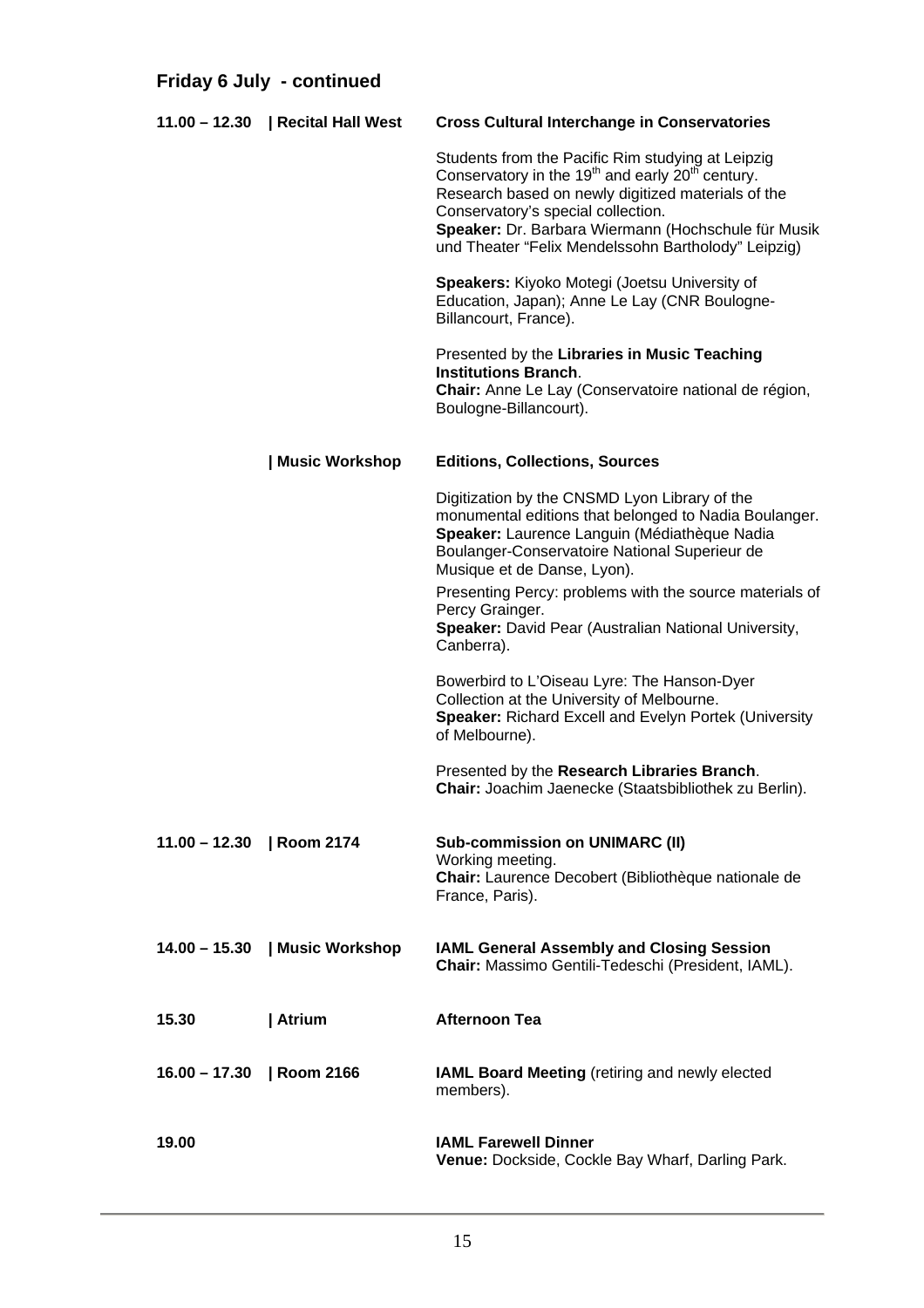## Friday 6 July - continued

**11.00 – 12.30 | Recital Hall West**

**Cross Cultural Interchange in Conservatories**

Students from the Pacific Rim studying at Leipzig Conservatory in the 19th and early 20th century. Research based on newly digitized materials of the Conservatory's special collection.
**Speaker:** Dr. Barbara Wiermann (Hochschule für Musik und Theater "Felix Mendelssohn Bartholody" Leipzig)

**Speakers:** Kiyoko Motegi (Joetsu University of Education, Japan); Anne Le Lay (CNR Boulogne-Billancourt, France).

Presented by the **Libraries in Music Teaching Institutions Branch**.
**Chair:** Anne Le Lay (Conservatoire national de région, Boulogne-Billancourt).

**| Music Workshop**

**Editions, Collections, Sources**

Digitization by the CNSMD Lyon Library of the monumental editions that belonged to Nadia Boulanger.
**Speaker:** Laurence Languin (Médiathèque Nadia Boulanger-Conservatoire National Superieur de Musique et de Danse, Lyon).

Presenting Percy: problems with the source materials of Percy Grainger.
**Speaker:** David Pear (Australian National University, Canberra).

Bowerbird to L'Oiseau Lyre: The Hanson-Dyer Collection at the University of Melbourne.
**Speaker:** Richard Excell and Evelyn Portek (University of Melbourne).

Presented by the **Research Libraries Branch**.
**Chair:** Joachim Jaenecke (Staatsbibliothek zu Berlin).

**11.00 – 12.30 | Room 2174**

**Sub-commission on UNIMARC (II)**
Working meeting.
**Chair:** Laurence Decobert (Bibliothèque nationale de France, Paris).

**14.00 – 15.30 | Music Workshop**

**IAML General Assembly and Closing Session**
**Chair:** Massimo Gentili-Tedeschi (President, IAML).

**15.30 | Atrium**

**Afternoon Tea**

**16.00 – 17.30 | Room 2166**

**IAML Board Meeting** (retiring and newly elected members).

**19.00**

**IAML Farewell Dinner**
**Venue:** Dockside, Cockle Bay Wharf, Darling Park.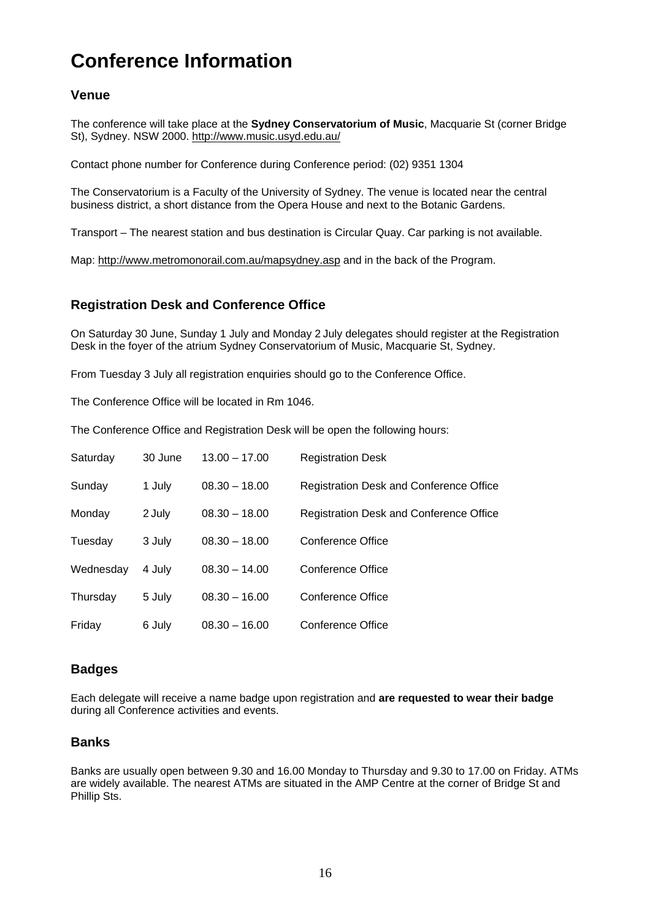# Conference Information

## Venue

The conference will take place at the **Sydney Conservatorium of Music**, Macquarie St (corner Bridge St), Sydney. NSW 2000. http://www.music.usyd.edu.au/

Contact phone number for Conference during Conference period: (02) 9351 1304

The Conservatorium is a Faculty of the University of Sydney. The venue is located near the central business district, a short distance from the Opera House and next to the Botanic Gardens.

Transport – The nearest station and bus destination is Circular Quay. Car parking is not available.

Map: http://www.metromonorail.com.au/mapsydney.asp and in the back of the Program.

## Registration Desk and Conference Office

On Saturday 30 June, Sunday 1 July and Monday 2 July delegates should register at the Registration Desk in the foyer of the atrium Sydney Conservatorium of Music, Macquarie St, Sydney.

From Tuesday 3 July all registration enquiries should go to the Conference Office.

The Conference Office will be located in Rm 1046.

The Conference Office and Registration Desk will be open the following hours:

| | | | |
|---|---|---|---|
| Saturday | 30 June | 13.00 – 17.00 | Registration Desk |
| Sunday | 1 July | 08.30 – 18.00 | Registration Desk and Conference Office |
| Monday | 2 July | 08.30 – 18.00 | Registration Desk and Conference Office |
| Tuesday | 3 July | 08.30 – 18.00 | Conference Office |
| Wednesday | 4 July | 08.30 – 14.00 | Conference Office |
| Thursday | 5 July | 08.30 – 16.00 | Conference Office |
| Friday | 6 July | 08.30 – 16.00 | Conference Office |

## Badges

Each delegate will receive a name badge upon registration and **are requested to wear their badge** during all Conference activities and events.

## Banks

Banks are usually open between 9.30 and 16.00 Monday to Thursday and 9.30 to 17.00 on Friday. ATMs are widely available. The nearest ATMs are situated in the AMP Centre at the corner of Bridge St and Phillip Sts.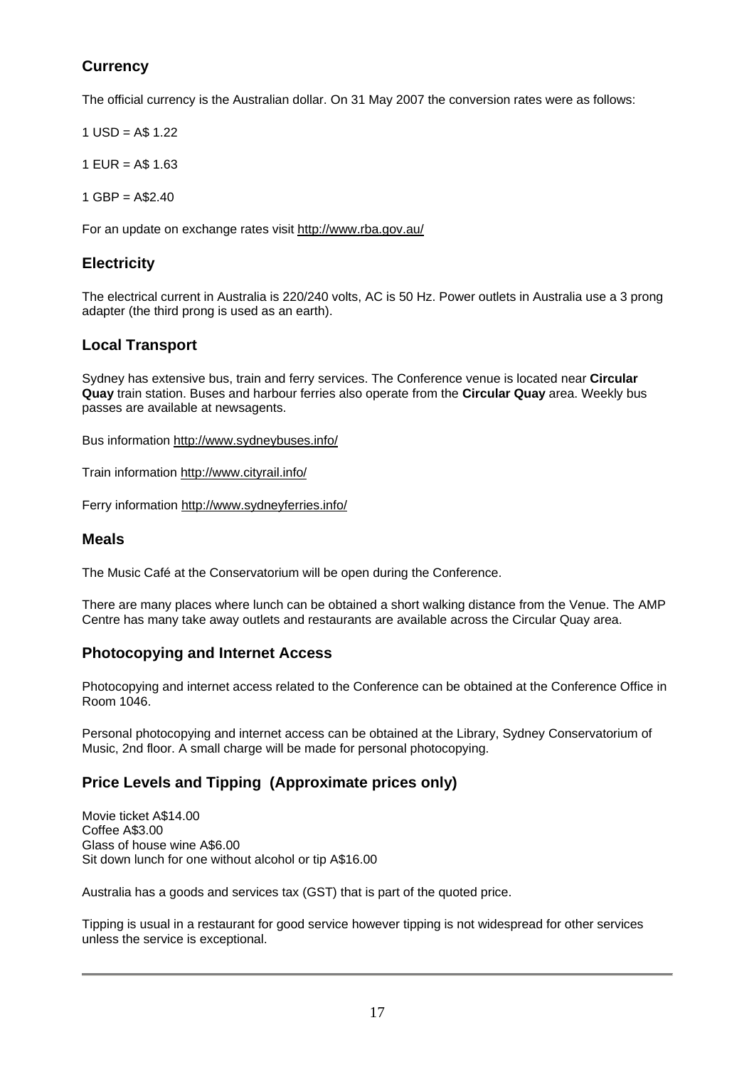## Currency

The official currency is the Australian dollar. On 31 May 2007 the conversion rates were as follows:

1 USD = A$ 1.22

1 EUR = A$ 1.63

1 GBP = A$2.40

For an update on exchange rates visit http://www.rba.gov.au/

## Electricity

The electrical current in Australia is 220/240 volts, AC is 50 Hz. Power outlets in Australia use a 3 prong adapter (the third prong is used as an earth).

## Local Transport

Sydney has extensive bus, train and ferry services. The Conference venue is located near **Circular Quay** train station. Buses and harbour ferries also operate from the **Circular Quay** area. Weekly bus passes are available at newsagents.

Bus information http://www.sydneybuses.info/

Train information http://www.cityrail.info/

Ferry information http://www.sydneyferries.info/

## Meals

The Music Café at the Conservatorium will be open during the Conference.

There are many places where lunch can be obtained a short walking distance from the Venue. The AMP Centre has many take away outlets and restaurants are available across the Circular Quay area.

## Photocopying and Internet Access

Photocopying and internet access related to the Conference can be obtained at the Conference Office in Room 1046.

Personal photocopying and internet access can be obtained at the Library, Sydney Conservatorium of Music, 2nd floor. A small charge will be made for personal photocopying.

## Price Levels and Tipping (Approximate prices only)

Movie ticket A$14.00
Coffee A$3.00
Glass of house wine A$6.00
Sit down lunch for one without alcohol or tip A$16.00

Australia has a goods and services tax (GST) that is part of the quoted price.

Tipping is usual in a restaurant for good service however tipping is not widespread for other services unless the service is exceptional.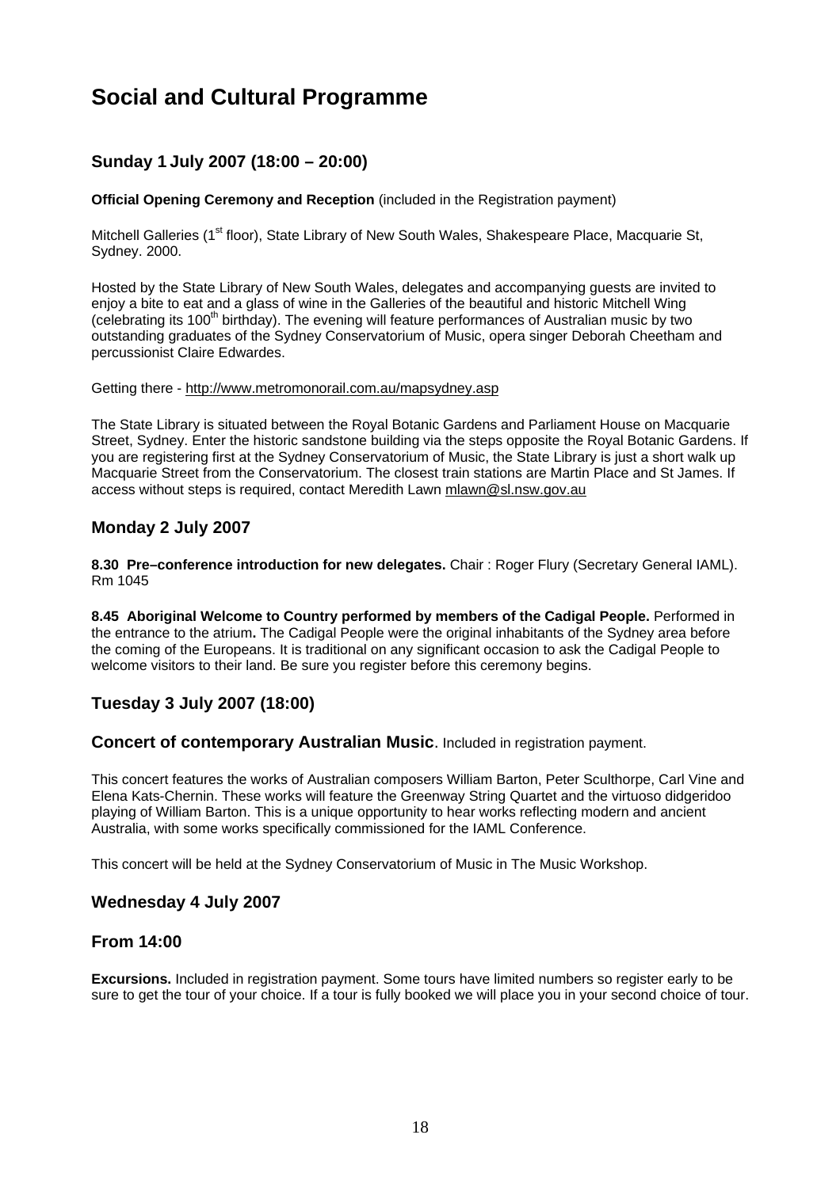# Social and Cultural Programme

## Sunday 1 July 2007 (18:00 – 20:00)

**Official Opening Ceremony and Reception** (included in the Registration payment)

Mitchell Galleries (1st floor), State Library of New South Wales, Shakespeare Place, Macquarie St, Sydney. 2000.

Hosted by the State Library of New South Wales, delegates and accompanying guests are invited to enjoy a bite to eat and a glass of wine in the Galleries of the beautiful and historic Mitchell Wing (celebrating its 100th birthday). The evening will feature performances of Australian music by two outstanding graduates of the Sydney Conservatorium of Music, opera singer Deborah Cheetham and percussionist Claire Edwardes.

Getting there - http://www.metromonorail.com.au/mapsydney.asp

The State Library is situated between the Royal Botanic Gardens and Parliament House on Macquarie Street, Sydney. Enter the historic sandstone building via the steps opposite the Royal Botanic Gardens. If you are registering first at the Sydney Conservatorium of Music, the State Library is just a short walk up Macquarie Street from the Conservatorium. The closest train stations are Martin Place and St James. If access without steps is required, contact Meredith Lawn mlawn@sl.nsw.gov.au

## Monday 2 July 2007

**8.30 Pre–conference introduction for new delegates.** Chair : Roger Flury (Secretary General IAML). Rm 1045

**8.45 Aboriginal Welcome to Country performed by members of the Cadigal People.** Performed in the entrance to the atrium**.** The Cadigal People were the original inhabitants of the Sydney area before the coming of the Europeans. It is traditional on any significant occasion to ask the Cadigal People to welcome visitors to their land. Be sure you register before this ceremony begins.

## Tuesday 3 July 2007 (18:00)

### Concert of contemporary Australian Music. Included in registration payment.

This concert features the works of Australian composers William Barton, Peter Sculthorpe, Carl Vine and Elena Kats-Chernin. These works will feature the Greenway String Quartet and the virtuoso didgeridoo playing of William Barton. This is a unique opportunity to hear works reflecting modern and ancient Australia, with some works specifically commissioned for the IAML Conference.

This concert will be held at the Sydney Conservatorium of Music in The Music Workshop.

## Wednesday 4 July 2007

## From 14:00

**Excursions.** Included in registration payment. Some tours have limited numbers so register early to be sure to get the tour of your choice. If a tour is fully booked we will place you in your second choice of tour.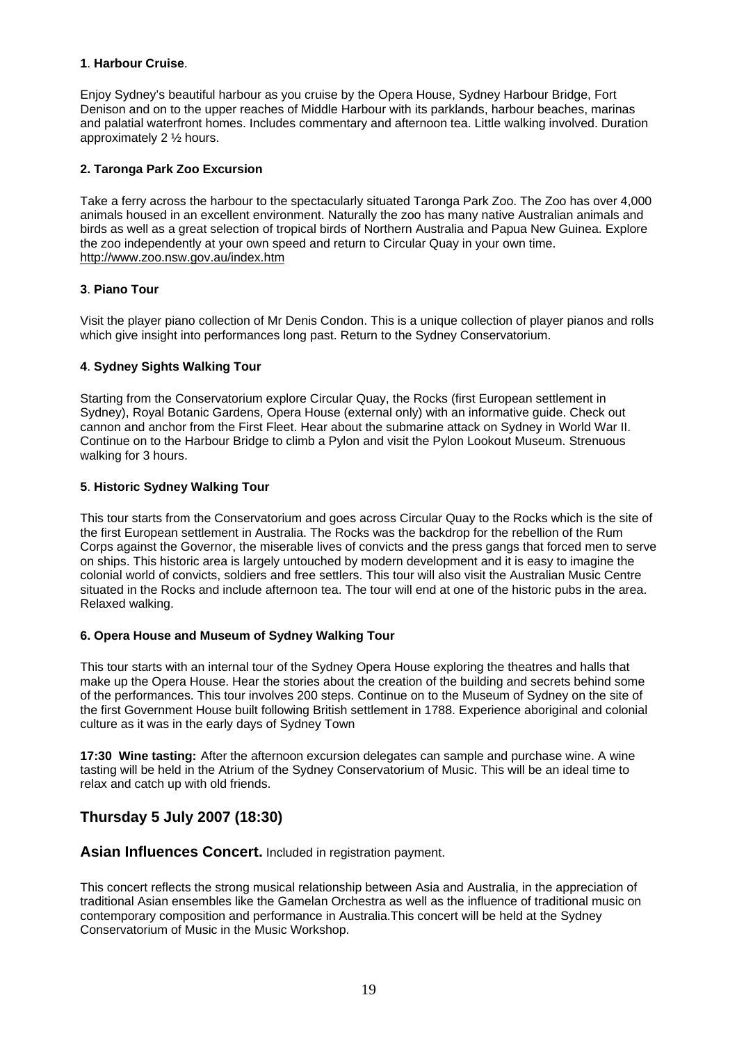**1**. **Harbour Cruise**.

Enjoy Sydney's beautiful harbour as you cruise by the Opera House, Sydney Harbour Bridge, Fort Denison and on to the upper reaches of Middle Harbour with its parklands, harbour beaches, marinas and palatial waterfront homes. Includes commentary and afternoon tea. Little walking involved. Duration approximately 2 ½ hours.

**2. Taronga Park Zoo Excursion**

Take a ferry across the harbour to the spectacularly situated Taronga Park Zoo. The Zoo has over 4,000 animals housed in an excellent environment. Naturally the zoo has many native Australian animals and birds as well as a great selection of tropical birds of Northern Australia and Papua New Guinea. Explore the zoo independently at your own speed and return to Circular Quay in your own time.
http://www.zoo.nsw.gov.au/index.htm

**3**. **Piano Tour**

Visit the player piano collection of Mr Denis Condon. This is a unique collection of player pianos and rolls which give insight into performances long past. Return to the Sydney Conservatorium.

**4**. **Sydney Sights Walking Tour**

Starting from the Conservatorium explore Circular Quay, the Rocks (first European settlement in Sydney), Royal Botanic Gardens, Opera House (external only) with an informative guide. Check out cannon and anchor from the First Fleet. Hear about the submarine attack on Sydney in World War II. Continue on to the Harbour Bridge to climb a Pylon and visit the Pylon Lookout Museum. Strenuous walking for 3 hours.

**5**. **Historic Sydney Walking Tour**

This tour starts from the Conservatorium and goes across Circular Quay to the Rocks which is the site of the first European settlement in Australia. The Rocks was the backdrop for the rebellion of the Rum Corps against the Governor, the miserable lives of convicts and the press gangs that forced men to serve on ships. This historic area is largely untouched by modern development and it is easy to imagine the colonial world of convicts, soldiers and free settlers. This tour will also visit the Australian Music Centre situated in the Rocks and include afternoon tea. The tour will end at one of the historic pubs in the area. Relaxed walking.

**6. Opera House and Museum of Sydney Walking Tour**

This tour starts with an internal tour of the Sydney Opera House exploring the theatres and halls that make up the Opera House. Hear the stories about the creation of the building and secrets behind some of the performances. This tour involves 200 steps. Continue on to the Museum of Sydney on the site of the first Government House built following British settlement in 1788. Experience aboriginal and colonial culture as it was in the early days of Sydney Town

**17:30 Wine tasting:** After the afternoon excursion delegates can sample and purchase wine. A wine tasting will be held in the Atrium of the Sydney Conservatorium of Music. This will be an ideal time to relax and catch up with old friends.

## Thursday 5 July 2007 (18:30)

### Asian Influences Concert. Included in registration payment.

This concert reflects the strong musical relationship between Asia and Australia, in the appreciation of traditional Asian ensembles like the Gamelan Orchestra as well as the influence of traditional music on contemporary composition and performance in Australia.This concert will be held at the Sydney Conservatorium of Music in the Music Workshop.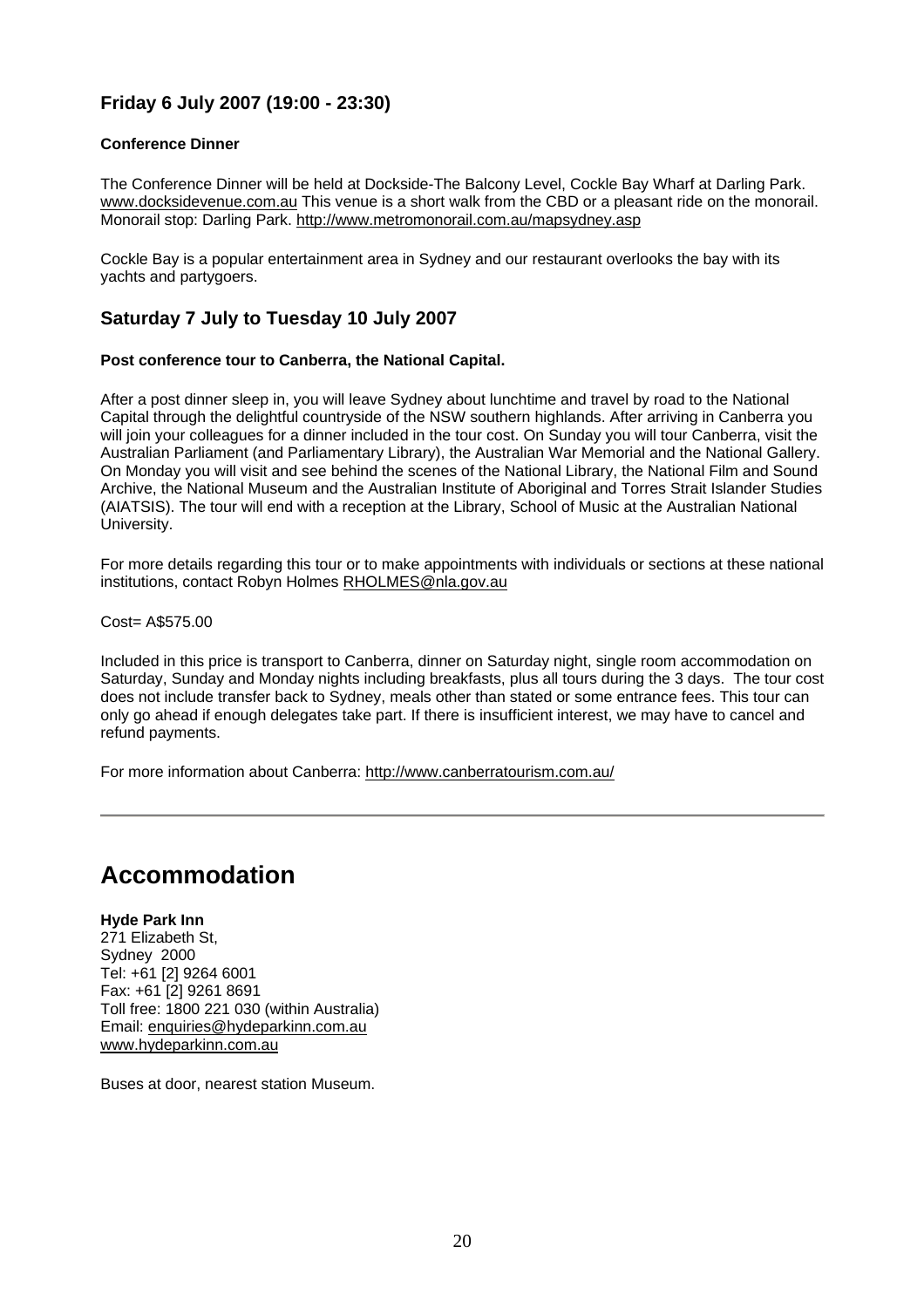### Friday 6 July 2007 (19:00 - 23:30)

**Conference Dinner**

The Conference Dinner will be held at Dockside-The Balcony Level, Cockle Bay Wharf at Darling Park. www.docksidevenue.com.au This venue is a short walk from the CBD or a pleasant ride on the monorail. Monorail stop: Darling Park. http://www.metromonorail.com.au/mapsydney.asp

Cockle Bay is a popular entertainment area in Sydney and our restaurant overlooks the bay with its yachts and partygoers.

### Saturday 7 July to Tuesday 10 July 2007

**Post conference tour to Canberra, the National Capital.**

After a post dinner sleep in, you will leave Sydney about lunchtime and travel by road to the National Capital through the delightful countryside of the NSW southern highlands. After arriving in Canberra you will join your colleagues for a dinner included in the tour cost. On Sunday you will tour Canberra, visit the Australian Parliament (and Parliamentary Library), the Australian War Memorial and the National Gallery. On Monday you will visit and see behind the scenes of the National Library, the National Film and Sound Archive, the National Museum and the Australian Institute of Aboriginal and Torres Strait Islander Studies (AIATSIS). The tour will end with a reception at the Library, School of Music at the Australian National University.

For more details regarding this tour or to make appointments with individuals or sections at these national institutions, contact Robyn Holmes RHOLMES@nla.gov.au

Cost= A$575.00

Included in this price is transport to Canberra, dinner on Saturday night, single room accommodation on Saturday, Sunday and Monday nights including breakfasts, plus all tours during the 3 days. The tour cost does not include transfer back to Sydney, meals other than stated or some entrance fees. This tour can only go ahead if enough delegates take part. If there is insufficient interest, we may have to cancel and refund payments.

For more information about Canberra: http://www.canberratourism.com.au/

---

# Accommodation

**Hyde Park Inn**
271 Elizabeth St,
Sydney 2000
Tel: +61 [2] 9264 6001
Fax: +61 [2] 9261 8691
Toll free: 1800 221 030 (within Australia)
Email: enquiries@hydeparkinn.com.au
www.hydeparkinn.com.au

Buses at door, nearest station Museum.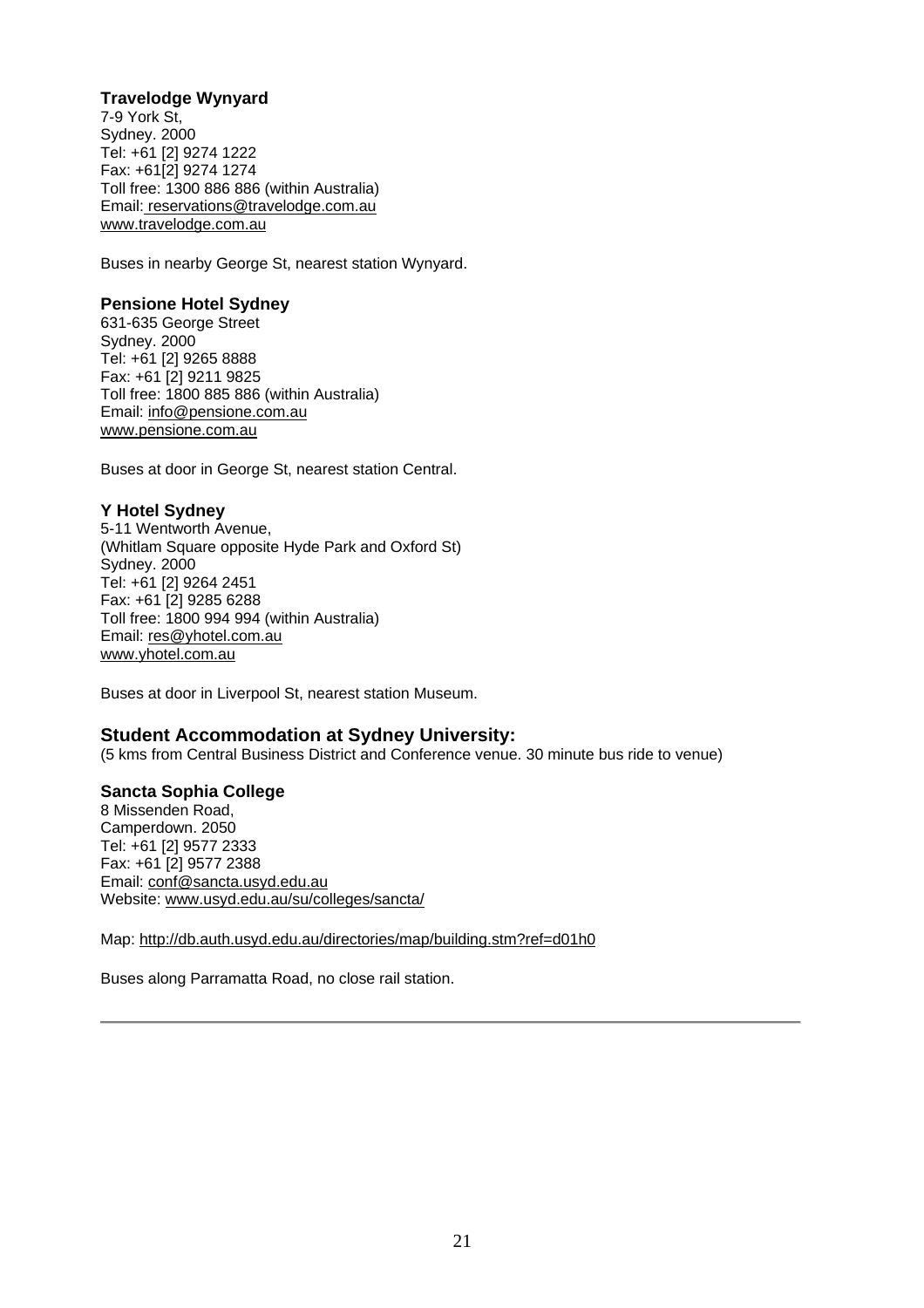**Travelodge Wynyard**
7-9 York St,
Sydney. 2000
Tel: +61 [2] 9274 1222
Fax: +61[2] 9274 1274
Toll free: 1300 886 886 (within Australia)
Email: reservations@travelodge.com.au
www.travelodge.com.au

Buses in nearby George St, nearest station Wynyard.

**Pensione Hotel Sydney**
631-635 George Street
Sydney. 2000
Tel: +61 [2] 9265 8888
Fax: +61 [2] 9211 9825
Toll free: 1800 885 886 (within Australia)
Email: info@pensione.com.au
www.pensione.com.au

Buses at door in George St, nearest station Central.

**Y Hotel Sydney**
5-11 Wentworth Avenue,
(Whitlam Square opposite Hyde Park and Oxford St)
Sydney. 2000
Tel: +61 [2] 9264 2451
Fax: +61 [2] 9285 6288
Toll free: 1800 994 994 (within Australia)
Email: res@yhotel.com.au
www.yhotel.com.au

Buses at door in Liverpool St, nearest station Museum.

## Student Accommodation at Sydney University:

(5 kms from Central Business District and Conference venue. 30 minute bus ride to venue)

**Sancta Sophia College**
8 Missenden Road,
Camperdown. 2050
Tel: +61 [2] 9577 2333
Fax: +61 [2] 9577 2388
Email: conf@sancta.usyd.edu.au
Website: www.usyd.edu.au/su/colleges/sancta/

Map: http://db.auth.usyd.edu.au/directories/map/building.stm?ref=d01h0

Buses along Parramatta Road, no close rail station.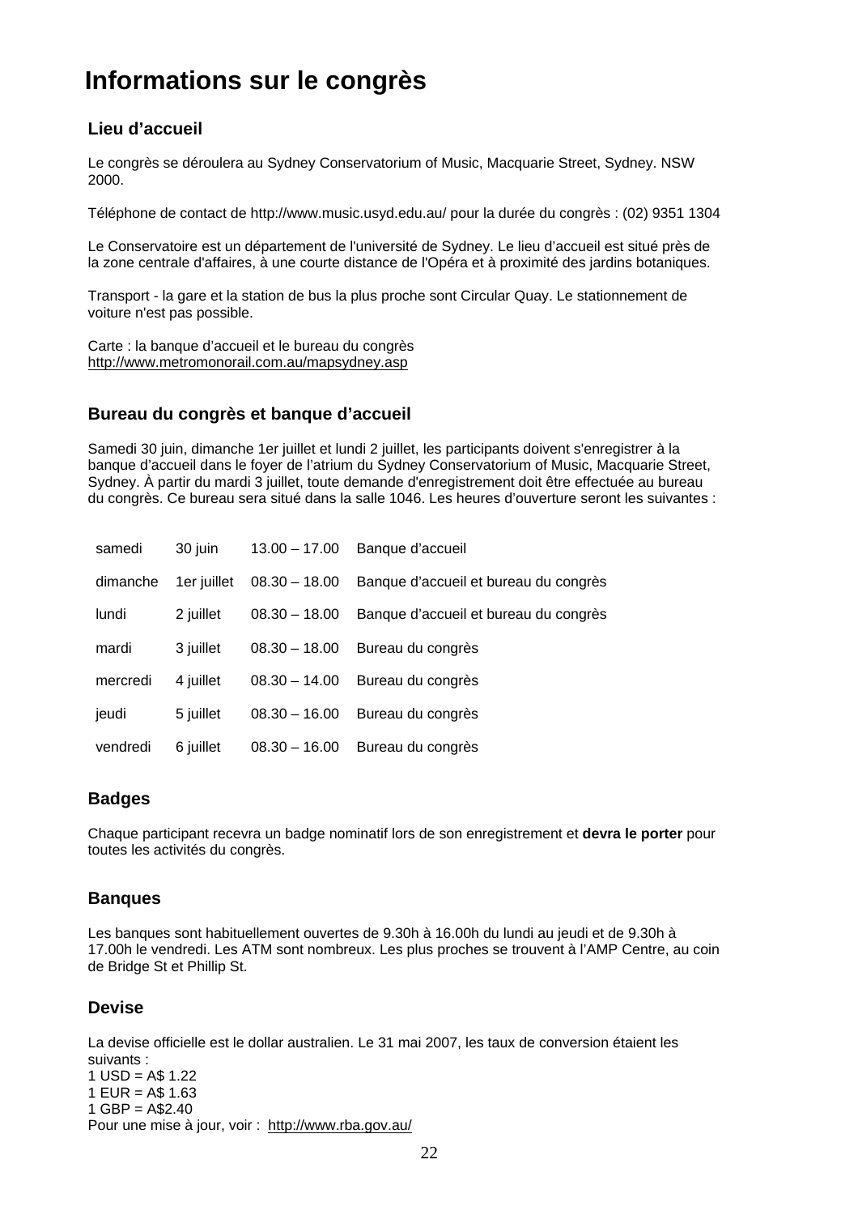# Informations sur le congrès

## Lieu d'accueil

Le congrès se déroulera au Sydney Conservatorium of Music, Macquarie Street, Sydney. NSW 2000.

Téléphone de contact de http://www.music.usyd.edu.au/ pour la durée du congrès : (02) 9351 1304

Le Conservatoire est un département de l'université de Sydney. Le lieu d'accueil est situé près de la zone centrale d'affaires, à une courte distance de l'Opéra et à proximité des jardins botaniques.

Transport - la gare et la station de bus la plus proche sont Circular Quay. Le stationnement de voiture n'est pas possible.

Carte : la banque d'accueil et le bureau du congrès
http://www.metromonorail.com.au/mapsydney.asp

## Bureau du congrès et banque d'accueil

Samedi 30 juin, dimanche 1er juillet et lundi 2 juillet, les participants doivent s'enregistrer à la banque d'accueil dans le foyer de l'atrium du Sydney Conservatorium of Music, Macquarie Street, Sydney. À partir du mardi 3 juillet, toute demande d'enregistrement doit être effectuée au bureau du congrès. Ce bureau sera situé dans la salle 1046. Les heures d'ouverture seront les suivantes :

| | | | |
|---|---|---|---|
| samedi | 30 juin | 13.00 – 17.00 | Banque d'accueil |
| dimanche | 1er juillet | 08.30 – 18.00 | Banque d'accueil et bureau du congrès |
| lundi | 2 juillet | 08.30 – 18.00 | Banque d'accueil et bureau du congrès |
| mardi | 3 juillet | 08.30 – 18.00 | Bureau du congrès |
| mercredi | 4 juillet | 08.30 – 14.00 | Bureau du congrès |
| jeudi | 5 juillet | 08.30 – 16.00 | Bureau du congrès |
| vendredi | 6 juillet | 08.30 – 16.00 | Bureau du congrès |

## Badges

Chaque participant recevra un badge nominatif lors de son enregistrement et **devra le porter** pour toutes les activités du congrès.

## Banques

Les banques sont habituellement ouvertes de 9.30h à 16.00h du lundi au jeudi et de 9.30h à 17.00h le vendredi. Les ATM sont nombreux. Les plus proches se trouvent à l'AMP Centre, au coin de Bridge St et Phillip St.

## Devise

La devise officielle est le dollar australien. Le 31 mai 2007, les taux de conversion étaient les suivants :
1 USD = A$ 1.22
1 EUR = A$ 1.63
1 GBP = A$2.40
Pour une mise à jour, voir : http://www.rba.gov.au/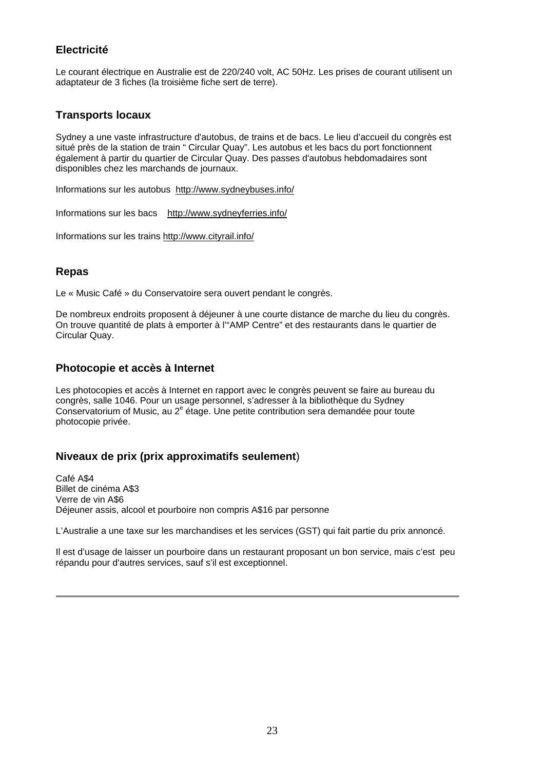## Electricité

Le courant électrique en Australie est de 220/240 volt, AC 50Hz. Les prises de courant utilisent un adaptateur de 3 fiches (la troisième fiche sert de terre).

## Transports locaux

Sydney a une vaste infrastructure d'autobus, de trains et de bacs. Le lieu d'accueil du congrès est situé près de la station de train " Circular Quay". Les autobus et les bacs du port fonctionnent également à partir du quartier de Circular Quay. Des passes d'autobus hebdomadaires sont disponibles chez les marchands de journaux.

Informations sur les autobus http://www.sydneybuses.info/

Informations sur les bacs http://www.sydneyferries.info/

Informations sur les trains http://www.cityrail.info/

## Repas

Le « Music Café » du Conservatoire sera ouvert pendant le congrès.

De nombreux endroits proposent à déjeuner à une courte distance de marche du lieu du congrès. On trouve quantité de plats à emporter à l'"AMP Centre" et des restaurants dans le quartier de Circular Quay.

## Photocopie et accès à Internet

Les photocopies et accès à Internet en rapport avec le congrès peuvent se faire au bureau du congrès, salle 1046. Pour un usage personnel, s'adresser à la bibliothèque du Sydney Conservatorium of Music, au 2e étage. Une petite contribution sera demandée pour toute photocopie privée.

## Niveaux de prix (prix approximatifs seulement)

Café A$4
Billet de cinéma A$3
Verre de vin A$6
Déjeuner assis, alcool et pourboire non compris A$16 par personne

L'Australie a une taxe sur les marchandises et les services (GST) qui fait partie du prix annoncé.

Il est d'usage de laisser un pourboire dans un restaurant proposant un bon service, mais c'est peu répandu pour d'autres services, sauf s'il est exceptionnel.

---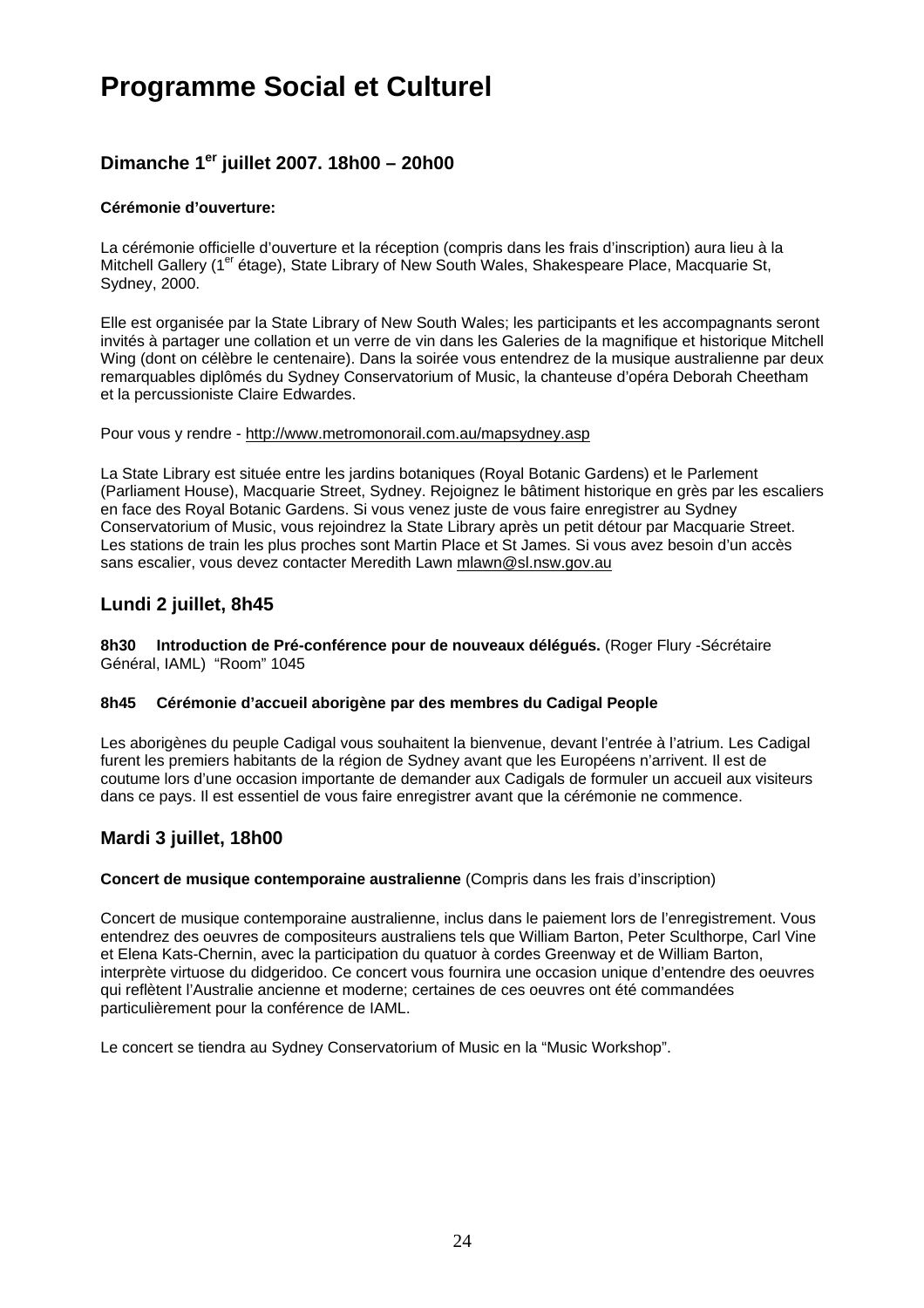# Programme Social et Culturel

## Dimanche 1er juillet 2007. 18h00 – 20h00

**Cérémonie d'ouverture:**

La cérémonie officielle d'ouverture et la réception (compris dans les frais d'inscription) aura lieu à la Mitchell Gallery (1er étage), State Library of New South Wales, Shakespeare Place, Macquarie St, Sydney, 2000.

Elle est organisée par la State Library of New South Wales; les participants et les accompagnants seront invités à partager une collation et un verre de vin dans les Galeries de la magnifique et historique Mitchell Wing (dont on célèbre le centenaire). Dans la soirée vous entendrez de la musique australienne par deux remarquables diplômés du Sydney Conservatorium of Music, la chanteuse d'opéra Deborah Cheetham et la percussioniste Claire Edwardes.

Pour vous y rendre - http://www.metromonorail.com.au/mapsydney.asp

La State Library est située entre les jardins botaniques (Royal Botanic Gardens) et le Parlement (Parliament House), Macquarie Street, Sydney. Rejoignez le bâtiment historique en grès par les escaliers en face des Royal Botanic Gardens. Si vous venez juste de vous faire enregistrer au Sydney Conservatorium of Music, vous rejoindrez la State Library après un petit détour par Macquarie Street. Les stations de train les plus proches sont Martin Place et St James. Si vous avez besoin d'un accès sans escalier, vous devez contacter Meredith Lawn mlawn@sl.nsw.gov.au

## Lundi 2 juillet, 8h45

**8h30 Introduction de Pré-conférence pour de nouveaux délégués.** (Roger Flury -Sécrétaire Général, IAML) "Room" 1045

**8h45 Cérémonie d'accueil aborigène par des membres du Cadigal People**

Les aborigènes du peuple Cadigal vous souhaitent la bienvenue, devant l'entrée à l'atrium. Les Cadigal furent les premiers habitants de la région de Sydney avant que les Européens n'arrivent. Il est de coutume lors d'une occasion importante de demander aux Cadigals de formuler un accueil aux visiteurs dans ce pays. Il est essentiel de vous faire enregistrer avant que la cérémonie ne commence.

## Mardi 3 juillet, 18h00

**Concert de musique contemporaine australienne** (Compris dans les frais d'inscription)

Concert de musique contemporaine australienne, inclus dans le paiement lors de l'enregistrement. Vous entendrez des oeuvres de compositeurs australiens tels que William Barton, Peter Sculthorpe, Carl Vine et Elena Kats-Chernin, avec la participation du quatuor à cordes Greenway et de William Barton, interprète virtuose du didgeridoo. Ce concert vous fournira une occasion unique d'entendre des oeuvres qui reflètent l'Australie ancienne et moderne; certaines de ces oeuvres ont été commandées particulièrement pour la conférence de IAML.

Le concert se tiendra au Sydney Conservatorium of Music en la "Music Workshop".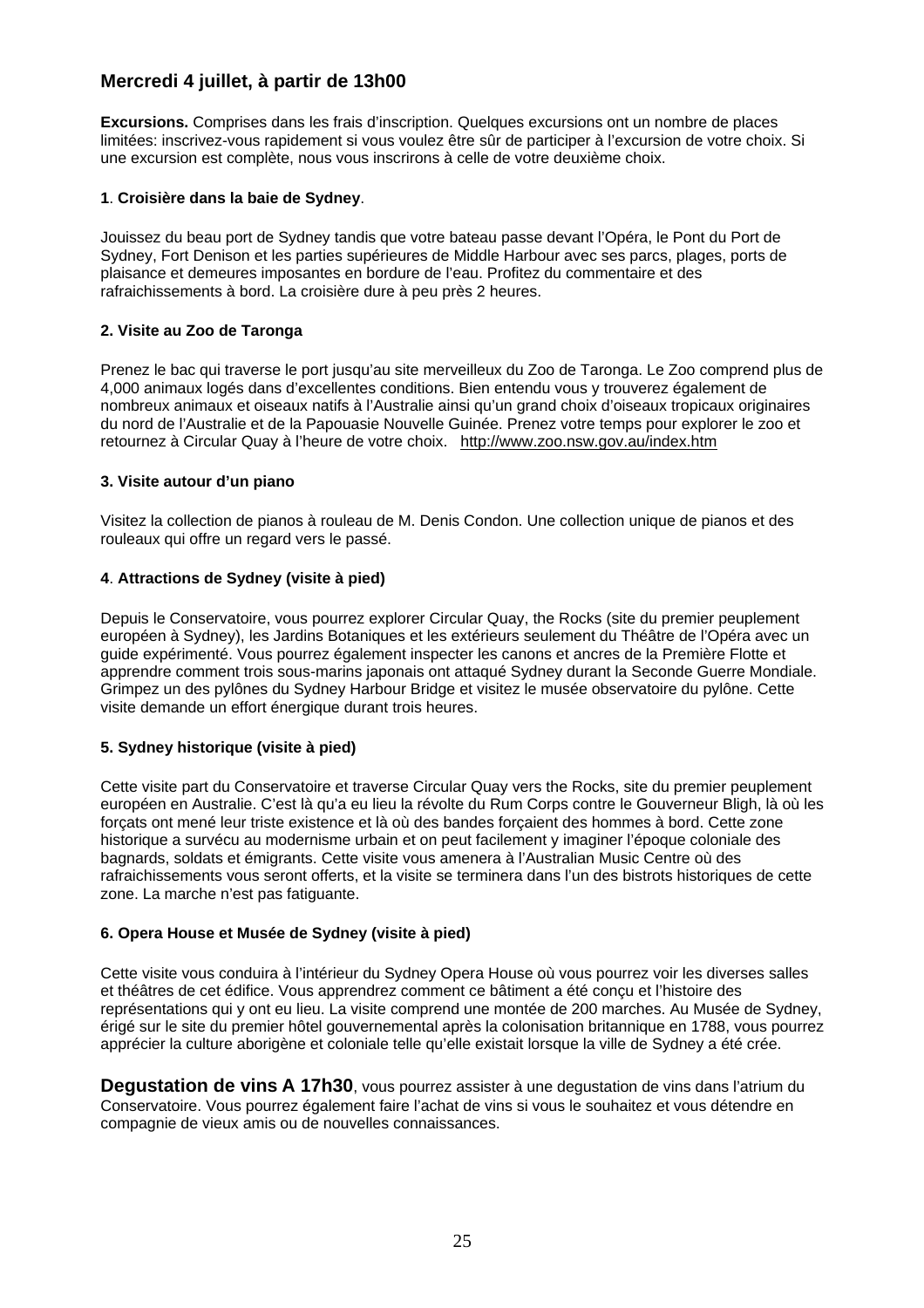## Mercredi 4 juillet, à partir de 13h00

**Excursions.** Comprises dans les frais d'inscription. Quelques excursions ont un nombre de places limitées: inscrivez-vous rapidement si vous voulez être sûr de participer à l'excursion de votre choix. Si une excursion est complète, nous vous inscrirons à celle de votre deuxième choix.

**1**. **Croisière dans la baie de Sydney**.

Jouissez du beau port de Sydney tandis que votre bateau passe devant l'Opéra, le Pont du Port de Sydney, Fort Denison et les parties supérieures de Middle Harbour avec ses parcs, plages, ports de plaisance et demeures imposantes en bordure de l'eau. Profitez du commentaire et des rafraichissements à bord. La croisière dure à peu près 2 heures.

**2. Visite au Zoo de Taronga**

Prenez le bac qui traverse le port jusqu'au site merveilleux du Zoo de Taronga. Le Zoo comprend plus de 4,000 animaux logés dans d'excellentes conditions. Bien entendu vous y trouverez également de nombreux animaux et oiseaux natifs à l'Australie ainsi qu'un grand choix d'oiseaux tropicaux originaires du nord de l'Australie et de la Papouasie Nouvelle Guinée. Prenez votre temps pour explorer le zoo et retournez à Circular Quay à l'heure de votre choix. http://www.zoo.nsw.gov.au/index.htm

**3. Visite autour d'un piano**

Visitez la collection de pianos à rouleau de M. Denis Condon. Une collection unique de pianos et des rouleaux qui offre un regard vers le passé.

**4**. **Attractions de Sydney (visite à pied)**

Depuis le Conservatoire, vous pourrez explorer Circular Quay, the Rocks (site du premier peuplement européen à Sydney), les Jardins Botaniques et les extérieurs seulement du Théâtre de l'Opéra avec un guide expérimenté. Vous pourrez également inspecter les canons et ancres de la Première Flotte et apprendre comment trois sous-marins japonais ont attaqué Sydney durant la Seconde Guerre Mondiale. Grimpez un des pylônes du Sydney Harbour Bridge et visitez le musée observatoire du pylône. Cette visite demande un effort énergique durant trois heures.

**5. Sydney historique (visite à pied)**

Cette visite part du Conservatoire et traverse Circular Quay vers the Rocks, site du premier peuplement européen en Australie. C'est là qu'a eu lieu la révolte du Rum Corps contre le Gouverneur Bligh, là où les forçats ont mené leur triste existence et là où des bandes forçaient des hommes à bord. Cette zone historique a survécu au modernisme urbain et on peut facilement y imaginer l'époque coloniale des bagnards, soldats et émigrants. Cette visite vous amenera à l'Australian Music Centre où des rafraichissements vous seront offerts, et la visite se terminera dans l'un des bistrots historiques de cette zone. La marche n'est pas fatiguante.

**6. Opera House et Musée de Sydney (visite à pied)**

Cette visite vous conduira à l'intérieur du Sydney Opera House où vous pourrez voir les diverses salles et théâtres de cet édifice. Vous apprendrez comment ce bâtiment a été conçu et l'histoire des représentations qui y ont eu lieu. La visite comprend une montée de 200 marches. Au Musée de Sydney, érigé sur le site du premier hôtel gouvernemental après la colonisation britannique en 1788, vous pourrez apprécier la culture aborigène et coloniale telle qu'elle existait lorsque la ville de Sydney a été crée.

**Degustation de vins A 17h30**, vous pourrez assister à une degustation de vins dans l'atrium du Conservatoire. Vous pourrez également faire l'achat de vins si vous le souhaitez et vous détendre en compagnie de vieux amis ou de nouvelles connaissances.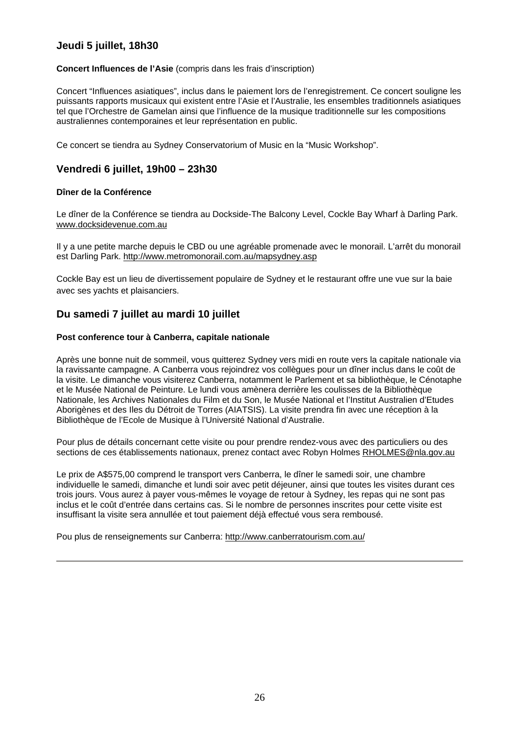## Jeudi 5 juillet, 18h30

**Concert Influences de l'Asie** (compris dans les frais d'inscription)

Concert "Influences asiatiques", inclus dans le paiement lors de l'enregistrement. Ce concert souligne les puissants rapports musicaux qui existent entre l'Asie et l'Australie, les ensembles traditionnels asiatiques tel que l'Orchestre de Gamelan ainsi que l'influence de la musique traditionnelle sur les compositions australiennes contemporaines et leur représentation en public.

Ce concert se tiendra au Sydney Conservatorium of Music en la "Music Workshop".

## Vendredi 6 juillet, 19h00 – 23h30

**Dîner de la Conférence**

Le dîner de la Conférence se tiendra au Dockside-The Balcony Level, Cockle Bay Wharf à Darling Park. www.docksidevenue.com.au

Il y a une petite marche depuis le CBD ou une agréable promenade avec le monorail. L'arrêt du monorail est Darling Park. http://www.metromonorail.com.au/mapsydney.asp

Cockle Bay est un lieu de divertissement populaire de Sydney et le restaurant offre une vue sur la baie avec ses yachts et plaisanciers.

## Du samedi 7 juillet au mardi 10 juillet

**Post conference tour à Canberra, capitale nationale**

Après une bonne nuit de sommeil, vous quitterez Sydney vers midi en route vers la capitale nationale via la ravissante campagne. A Canberra vous rejoindrez vos collègues pour un dîner inclus dans le coût de la visite. Le dimanche vous visiterez Canberra, notamment le Parlement et sa bibliothèque, le Cénotaphe et le Musée National de Peinture. Le lundi vous amènera derrière les coulisses de la Bibliothèque Nationale, les Archives Nationales du Film et du Son, le Musée National et l'Institut Australien d'Etudes Aborigènes et des Iles du Détroit de Torres (AIATSIS). La visite prendra fin avec une réception à la Bibliothèque de l'Ecole de Musique à l'Université National d'Australie.

Pour plus de détails concernant cette visite ou pour prendre rendez-vous avec des particuliers ou des sections de ces établissements nationaux, prenez contact avec Robyn Holmes RHOLMES@nla.gov.au

Le prix de A$575,00 comprend le transport vers Canberra, le dîner le samedi soir, une chambre individuelle le samedi, dimanche et lundi soir avec petit déjeuner, ainsi que toutes les visites durant ces trois jours. Vous aurez à payer vous-mêmes le voyage de retour à Sydney, les repas qui ne sont pas inclus et le coût d'entrée dans certains cas. Si le nombre de personnes inscrites pour cette visite est insuffisant la visite sera annullée et tout paiement déjà effectué vous sera remboursé.

Pou plus de renseignements sur Canberra: http://www.canberratourism.com.au/

---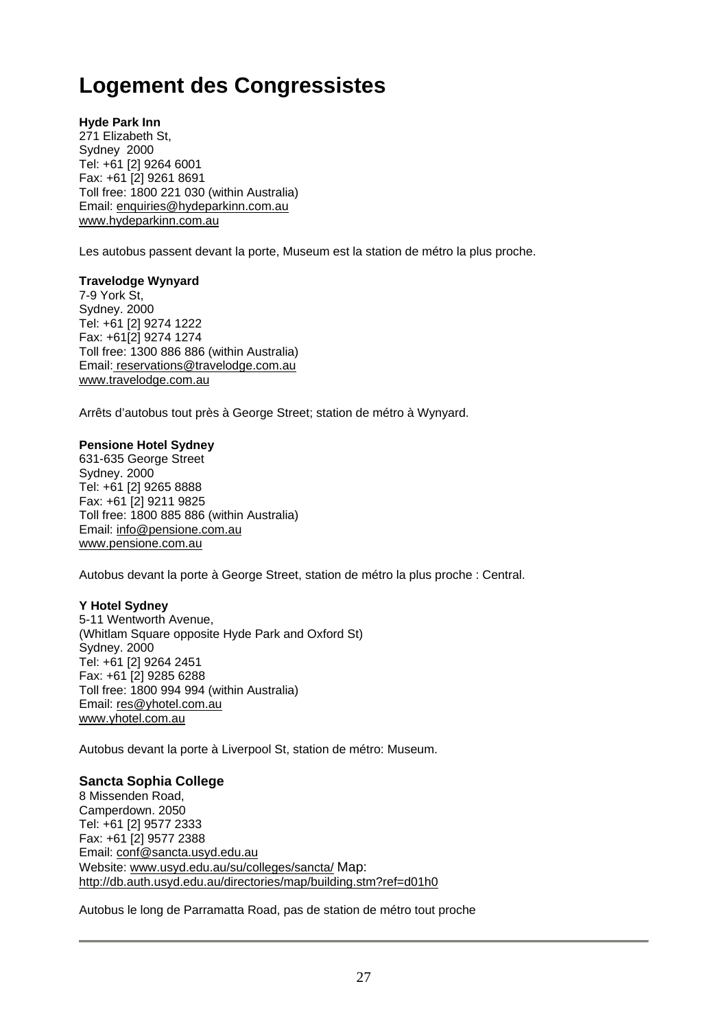# Logement des Congressistes

**Hyde Park Inn**
271 Elizabeth St,
Sydney 2000
Tel: +61 [2] 9264 6001
Fax: +61 [2] 9261 8691
Toll free: 1800 221 030 (within Australia)
Email: enquiries@hydeparkinn.com.au
www.hydeparkinn.com.au

Les autobus passent devant la porte, Museum est la station de métro la plus proche.

**Travelodge Wynyard**
7-9 York St,
Sydney. 2000
Tel: +61 [2] 9274 1222
Fax: +61[2] 9274 1274
Toll free: 1300 886 886 (within Australia)
Email: reservations@travelodge.com.au
www.travelodge.com.au

Arrêts d'autobus tout près à George Street; station de métro à Wynyard.

**Pensione Hotel Sydney**
631-635 George Street
Sydney. 2000
Tel: +61 [2] 9265 8888
Fax: +61 [2] 9211 9825
Toll free: 1800 885 886 (within Australia)
Email: info@pensione.com.au
www.pensione.com.au

Autobus devant la porte à George Street, station de métro la plus proche : Central.

**Y Hotel Sydney**
5-11 Wentworth Avenue,
(Whitlam Square opposite Hyde Park and Oxford St)
Sydney. 2000
Tel: +61 [2] 9264 2451
Fax: +61 [2] 9285 6288
Toll free: 1800 994 994 (within Australia)
Email: res@yhotel.com.au
www.yhotel.com.au

Autobus devant la porte à Liverpool St, station de métro: Museum.

**Sancta Sophia College**
8 Missenden Road,
Camperdown. 2050
Tel: +61 [2] 9577 2333
Fax: +61 [2] 9577 2388
Email: conf@sancta.usyd.edu.au
Website: www.usyd.edu.au/su/colleges/sancta/ Map:
http://db.auth.usyd.edu.au/directories/map/building.stm?ref=d01h0

Autobus le long de Parramatta Road, pas de station de métro tout proche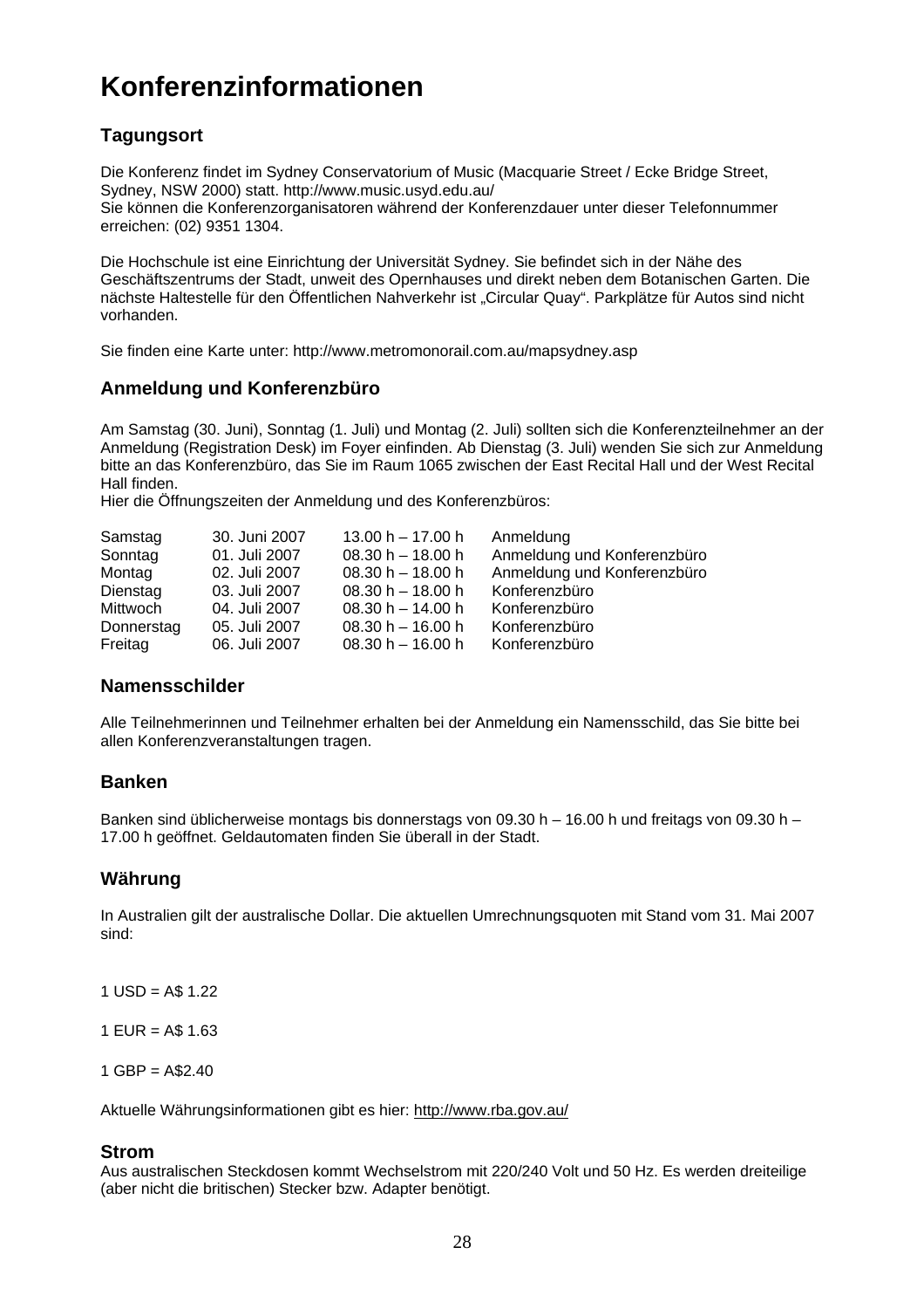# Konferenzinformationen

## Tagungsort

Die Konferenz findet im Sydney Conservatorium of Music (Macquarie Street / Ecke Bridge Street, Sydney, NSW 2000) statt. http://www.music.usyd.edu.au/
Sie können die Konferenzorganisatoren während der Konferenzdauer unter dieser Telefonnummer erreichen: (02) 9351 1304.

Die Hochschule ist eine Einrichtung der Universität Sydney. Sie befindet sich in der Nähe des Geschäftszentrums der Stadt, unweit des Opernhauses und direkt neben dem Botanischen Garten. Die nächste Haltestelle für den Öffentlichen Nahverkehr ist „Circular Quay". Parkplätze für Autos sind nicht vorhanden.

Sie finden eine Karte unter: http://www.metromonorail.com.au/mapsydney.asp

## Anmeldung und Konferenzbüro

Am Samstag (30. Juni), Sonntag (1. Juli) und Montag (2. Juli) sollten sich die Konferenzteilnehmer an der Anmeldung (Registration Desk) im Foyer einfinden. Ab Dienstag (3. Juli) wenden Sie sich zur Anmeldung bitte an das Konferenzbüro, das Sie im Raum 1065 zwischen der East Recital Hall und der West Recital Hall finden.
Hier die Öffnungszeiten der Anmeldung und des Konferenzbüros:

| | | | |
|---|---|---|---|
| Samstag | 30. Juni 2007 | 13.00 h – 17.00 h | Anmeldung |
| Sonntag | 01. Juli 2007 | 08.30 h – 18.00 h | Anmeldung und Konferenzbüro |
| Montag | 02. Juli 2007 | 08.30 h – 18.00 h | Anmeldung und Konferenzbüro |
| Dienstag | 03. Juli 2007 | 08.30 h – 18.00 h | Konferenzbüro |
| Mittwoch | 04. Juli 2007 | 08.30 h – 14.00 h | Konferenzbüro |
| Donnerstag | 05. Juli 2007 | 08.30 h – 16.00 h | Konferenzbüro |
| Freitag | 06. Juli 2007 | 08.30 h – 16.00 h | Konferenzbüro |

## Namensschilder

Alle Teilnehmerinnen und Teilnehmer erhalten bei der Anmeldung ein Namensschild, das Sie bitte bei allen Konferenzveranstaltungen tragen.

## Banken

Banken sind üblicherweise montags bis donnerstags von 09.30 h – 16.00 h und freitags von 09.30 h – 17.00 h geöffnet. Geldautomaten finden Sie überall in der Stadt.

## Währung

In Australien gilt der australische Dollar. Die aktuellen Umrechnungsquoten mit Stand vom 31. Mai 2007 sind:

1 USD = A$ 1.22

1 EUR = A$ 1.63

1 GBP = A$2.40

Aktuelle Währungsinformationen gibt es hier: http://www.rba.gov.au/

## Strom

Aus australischen Steckdosen kommt Wechselstrom mit 220/240 Volt und 50 Hz. Es werden dreiteilige (aber nicht die britischen) Stecker bzw. Adapter benötigt.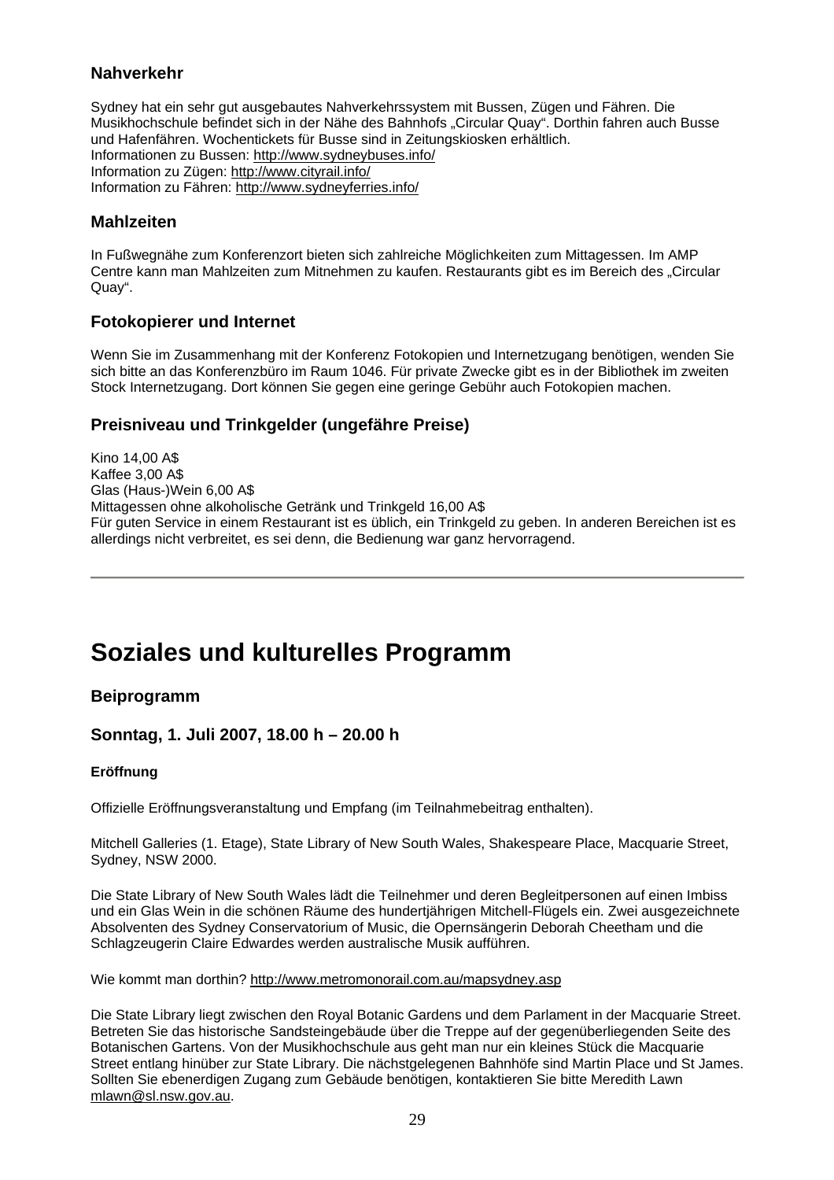### Nahverkehr

Sydney hat ein sehr gut ausgebautes Nahverkehrssystem mit Bussen, Zügen und Fähren. Die Musikhochschule befindet sich in der Nähe des Bahnhofs „Circular Quay". Dorthin fahren auch Busse und Hafenfähren. Wochentickets für Busse sind in Zeitungskiosken erhältlich.
Informationen zu Bussen: http://www.sydneybuses.info/
Information zu Zügen: http://www.cityrail.info/
Information zu Fähren: http://www.sydneyferries.info/

### Mahlzeiten

In Fußwegnähe zum Konferenzort bieten sich zahlreiche Möglichkeiten zum Mittagessen. Im AMP Centre kann man Mahlzeiten zum Mitnehmen zu kaufen. Restaurants gibt es im Bereich des „Circular Quay".

### Fotokopierer und Internet

Wenn Sie im Zusammenhang mit der Konferenz Fotokopien und Internetzugang benötigen, wenden Sie sich bitte an das Konferenzbüro im Raum 1046. Für private Zwecke gibt es in der Bibliothek im zweiten Stock Internetzugang. Dort können Sie gegen eine geringe Gebühr auch Fotokopien machen.

### Preisniveau und Trinkgelder (ungefähre Preise)

Kino 14,00 A$
Kaffee 3,00 A$
Glas (Haus-)Wein 6,00 A$
Mittagessen ohne alkoholische Getränk und Trinkgeld 16,00 A$
Für guten Service in einem Restaurant ist es üblich, ein Trinkgeld zu geben. In anderen Bereichen ist es allerdings nicht verbreitet, es sei denn, die Bedienung war ganz hervorragend.

---

# Soziales und kulturelles Programm

### Beiprogramm

### Sonntag, 1. Juli 2007, 18.00 h – 20.00 h

#### Eröffnung

Offizielle Eröffnungsveranstaltung und Empfang (im Teilnahmebeitrag enthalten).

Mitchell Galleries (1. Etage), State Library of New South Wales, Shakespeare Place, Macquarie Street, Sydney, NSW 2000.

Die State Library of New South Wales lädt die Teilnehmer und deren Begleitpersonen auf einen Imbiss und ein Glas Wein in die schönen Räume des hundertjährigen Mitchell-Flügels ein. Zwei ausgezeichnete Absolventen des Sydney Conservatorium of Music, die Opernsängerin Deborah Cheetham und die Schlagzeugerin Claire Edwardes werden australische Musik aufführen.

Wie kommt man dorthin? http://www.metromonorail.com.au/mapsydney.asp

Die State Library liegt zwischen den Royal Botanic Gardens und dem Parlament in der Macquarie Street. Betreten Sie das historische Sandsteingebäude über die Treppe auf der gegenüberliegenden Seite des Botanischen Gartens. Von der Musikhochschule aus geht man nur ein kleines Stück die Macquarie Street entlang hinüber zur State Library. Die nächstgelegenen Bahnhöfe sind Martin Place und St James. Sollten Sie ebenerdigen Zugang zum Gebäude benötigen, kontaktieren Sie bitte Meredith Lawn mlawn@sl.nsw.gov.au.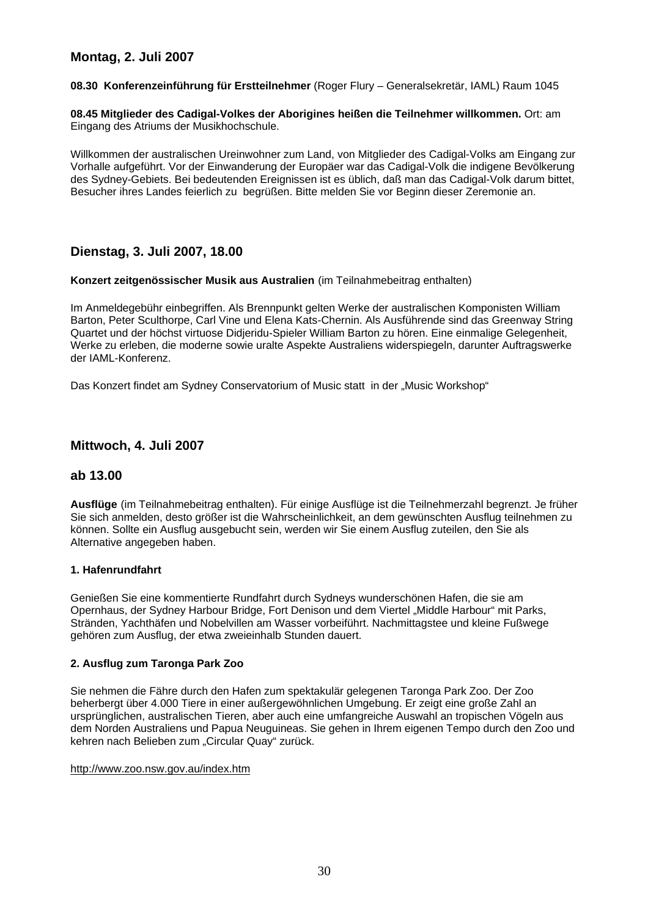## Montag, 2. Juli 2007

**08.30 Konferenzeinführung für Erstteilnehmer** (Roger Flury – Generalsekretär, IAML) Raum 1045

**08.45 Mitglieder des Cadigal-Volkes der Aborigines heißen die Teilnehmer willkommen.** Ort: am Eingang des Atriums der Musikhochschule.

Willkommen der australischen Ureinwohner zum Land, von Mitglieder des Cadigal-Volks am Eingang zur Vorhalle aufgeführt. Vor der Einwanderung der Europäer war das Cadigal-Volk die indigene Bevölkerung des Sydney-Gebiets. Bei bedeutenden Ereignissen ist es üblich, daß man das Cadigal-Volk darum bittet, Besucher ihres Landes feierlich zu begrüßen. Bitte melden Sie vor Beginn dieser Zeremonie an.

## Dienstag, 3. Juli 2007, 18.00

**Konzert zeitgenössischer Musik aus Australien** (im Teilnahmebeitrag enthalten)

Im Anmeldegebühr einbegriffen. Als Brennpunkt gelten Werke der australischen Komponisten William Barton, Peter Sculthorpe, Carl Vine und Elena Kats-Chernin. Als Ausführende sind das Greenway String Quartet und der höchst virtuose Didjeridu-Spieler William Barton zu hören. Eine einmalige Gelegenheit, Werke zu erleben, die moderne sowie uralte Aspekte Australiens widerspiegeln, darunter Auftragswerke der IAML-Konferenz.

Das Konzert findet am Sydney Conservatorium of Music statt in der „Music Workshop"

## Mittwoch, 4. Juli 2007

## ab 13.00

**Ausflüge** (im Teilnahmebeitrag enthalten). Für einige Ausflüge ist die Teilnehmerzahl begrenzt. Je früher Sie sich anmelden, desto größer ist die Wahrscheinlichkeit, an dem gewünschten Ausflug teilnehmen zu können. Sollte ein Ausflug ausgebucht sein, werden wir Sie einem Ausflug zuteilen, den Sie als Alternative angegeben haben.

**1. Hafenrundfahrt**

Genießen Sie eine kommentierte Rundfahrt durch Sydneys wunderschönen Hafen, die sie am Opernhaus, der Sydney Harbour Bridge, Fort Denison und dem Viertel „Middle Harbour" mit Parks, Stränden, Yachthäfen und Nobelvillen am Wasser vorbeiführt. Nachmittagstee und kleine Fußwege gehören zum Ausflug, der etwa zweieinhalb Stunden dauert.

**2. Ausflug zum Taronga Park Zoo**

Sie nehmen die Fähre durch den Hafen zum spektakulär gelegenen Taronga Park Zoo. Der Zoo beherbergt über 4.000 Tiere in einer außergewöhnlichen Umgebung. Er zeigt eine große Zahl an ursprünglichen, australischen Tieren, aber auch eine umfangreiche Auswahl an tropischen Vögeln aus dem Norden Australiens und Papua Neuguineas. Sie gehen in Ihrem eigenen Tempo durch den Zoo und kehren nach Belieben zum „Circular Quay" zurück.

http://www.zoo.nsw.gov.au/index.htm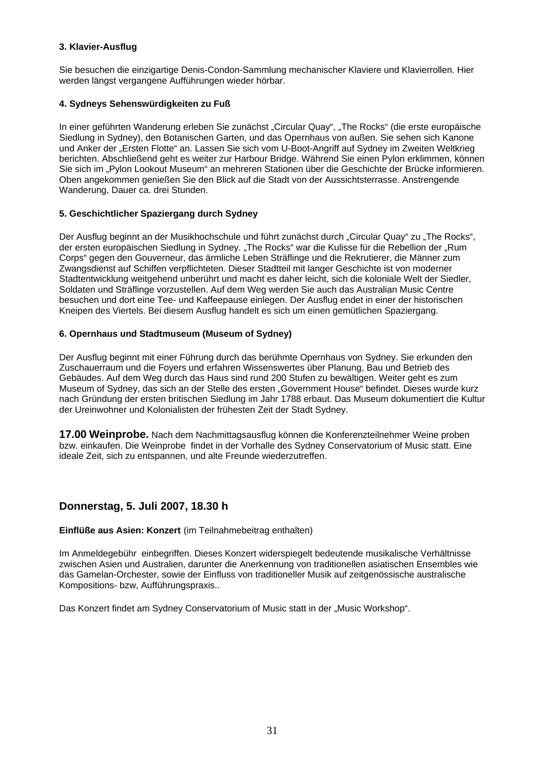**3. Klavier-Ausflug**

Sie besuchen die einzigartige Denis-Condon-Sammlung mechanischer Klaviere und Klavierrollen. Hier werden längst vergangene Aufführungen wieder hörbar.

**4. Sydneys Sehenswürdigkeiten zu Fuß**

In einer geführten Wanderung erleben Sie zunächst „Circular Quay“, „The Rocks“ (die erste europäische Siedlung in Sydney), den Botanischen Garten, und das Opernhaus von außen. Sie sehen sich Kanone und Anker der „Ersten Flotte“ an. Lassen Sie sich vom U-Boot-Angriff auf Sydney im Zweiten Weltkrieg berichten. Abschließend geht es weiter zur Harbour Bridge. Während Sie einen Pylon erklimmen, können Sie sich im „Pylon Lookout Museum“ an mehreren Stationen über die Geschichte der Brücke informieren. Oben angekommen genießen Sie den Blick auf die Stadt von der Aussichtsterrasse. Anstrengende Wanderung, Dauer ca. drei Stunden.

**5. Geschichtlicher Spaziergang durch Sydney**

Der Ausflug beginnt an der Musikhochschule und führt zunächst durch „Circular Quay“ zu „The Rocks“, der ersten europäischen Siedlung in Sydney. „The Rocks“ war die Kulisse für die Rebellion der „Rum Corps“ gegen den Gouverneur, das ärmliche Leben Sträflinge und die Rekrutierer, die Männer zum Zwangsdienst auf Schiffen verpflichteten. Dieser Stadtteil mit langer Geschichte ist von moderner Stadtentwicklung weitgehend unberührt und macht es daher leicht, sich die koloniale Welt der Siedler, Soldaten und Sträflinge vorzustellen. Auf dem Weg werden Sie auch das Australian Music Centre besuchen und dort eine Tee- und Kaffeepause einlegen. Der Ausflug endet in einer der historischen Kneipen des Viertels. Bei diesem Ausflug handelt es sich um einen gemütlichen Spaziergang.

**6. Opernhaus und Stadtmuseum (Museum of Sydney)**

Der Ausflug beginnt mit einer Führung durch das berühmte Opernhaus von Sydney. Sie erkunden den Zuschauerraum und die Foyers und erfahren Wissenswertes über Planung, Bau und Betrieb des Gebäudes. Auf dem Weg durch das Haus sind rund 200 Stufen zu bewältigen. Weiter geht es zum Museum of Sydney, das sich an der Stelle des ersten „Government House“ befindet. Dieses wurde kurz nach Gründung der ersten britischen Siedlung im Jahr 1788 erbaut. Das Museum dokumentiert die Kultur der Ureinwohner und Kolonialisten der frühesten Zeit der Stadt Sydney.

**17.00 Weinprobe.** Nach dem Nachmittagsausflug können die Konferenzteilnehmer Weine proben bzw. einkaufen. Die Weinprobe findet in der Vorhalle des Sydney Conservatorium of Music statt. Eine ideale Zeit, sich zu entspannen, und alte Freunde wiederzutreffen.

## Donnerstag, 5. Juli 2007, 18.30 h

**Einflüße aus Asien: Konzert** (im Teilnahmebeitrag enthalten)

Im Anmeldegebühr einbegriffen. Dieses Konzert widerspiegelt bedeutende musikalische Verhältnisse zwischen Asien und Australien, darunter die Anerkennung von traditionellen asiatischen Ensembles wie das Gamelan-Orchester, sowie der Einfluss von traditioneller Musik auf zeitgenössische australische Kompositions- bzw, Aufführungspraxis..

Das Konzert findet am Sydney Conservatorium of Music statt in der „Music Workshop“.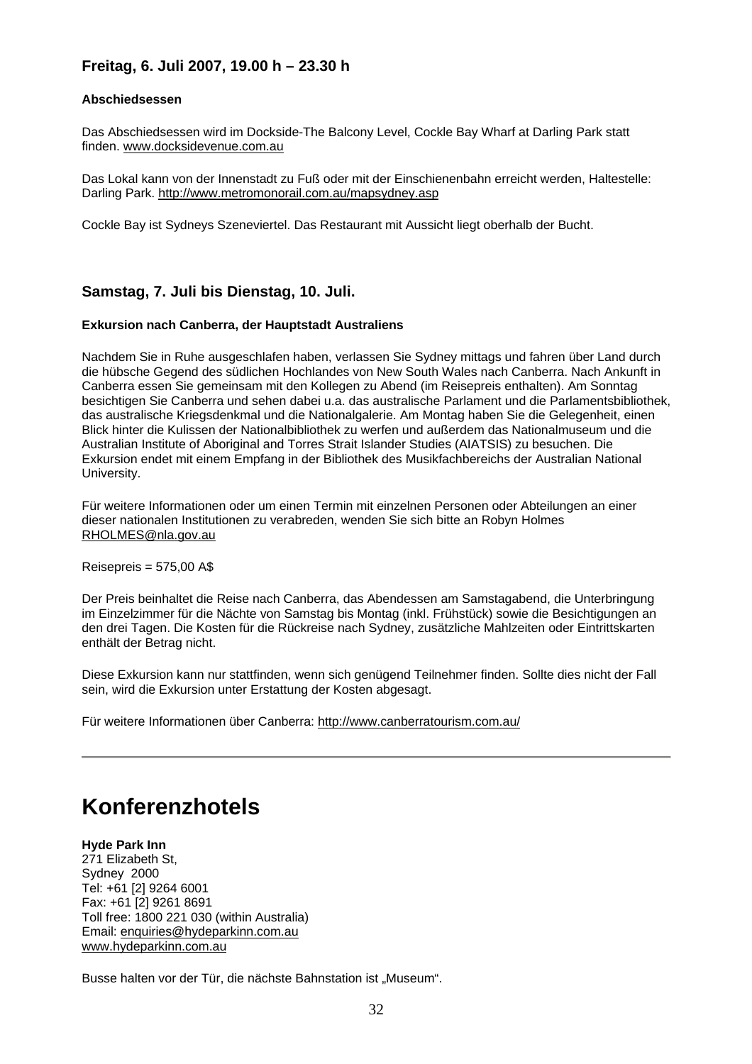### Freitag, 6. Juli 2007, 19.00 h – 23.30 h

**Abschiedsessen**

Das Abschiedsessen wird im Dockside-The Balcony Level, Cockle Bay Wharf at Darling Park statt finden. www.docksidevenue.com.au

Das Lokal kann von der Innenstadt zu Fuß oder mit der Einschienenbahn erreicht werden, Haltestelle: Darling Park. http://www.metromonorail.com.au/mapsydney.asp

Cockle Bay ist Sydneys Szeneviertel. Das Restaurant mit Aussicht liegt oberhalb der Bucht.

### Samstag, 7. Juli bis Dienstag, 10. Juli.

**Exkursion nach Canberra, der Hauptstadt Australiens**

Nachdem Sie in Ruhe ausgeschlafen haben, verlassen Sie Sydney mittags und fahren über Land durch die hübsche Gegend des südlichen Hochlandes von New South Wales nach Canberra. Nach Ankunft in Canberra essen Sie gemeinsam mit den Kollegen zu Abend (im Reisepreis enthalten). Am Sonntag besichtigen Sie Canberra und sehen dabei u.a. das australische Parlament und die Parlamentsbibliothek, das australische Kriegsdenkmal und die Nationalgalerie. Am Montag haben Sie die Gelegenheit, einen Blick hinter die Kulissen der Nationalbibliothek zu werfen und außerdem das Nationalmuseum und die Australian Institute of Aboriginal and Torres Strait Islander Studies (AIATSIS) zu besuchen. Die Exkursion endet mit einem Empfang in der Bibliothek des Musikfachbereichs der Australian National University.

Für weitere Informationen oder um einen Termin mit einzelnen Personen oder Abteilungen an einer dieser nationalen Institutionen zu verabreden, wenden Sie sich bitte an Robyn Holmes RHOLMES@nla.gov.au

Reisepreis = 575,00 A$

Der Preis beinhaltet die Reise nach Canberra, das Abendessen am Samstagabend, die Unterbringung im Einzelzimmer für die Nächte von Samstag bis Montag (inkl. Frühstück) sowie die Besichtigungen an den drei Tagen. Die Kosten für die Rückreise nach Sydney, zusätzliche Mahlzeiten oder Eintrittskarten enthält der Betrag nicht.

Diese Exkursion kann nur stattfinden, wenn sich genügend Teilnehmer finden. Sollte dies nicht der Fall sein, wird die Exkursion unter Erstattung der Kosten abgesagt.

Für weitere Informationen über Canberra: http://www.canberratourism.com.au/

---

# Konferenzhotels

**Hyde Park Inn**
271 Elizabeth St,
Sydney 2000
Tel: +61 [2] 9264 6001
Fax: +61 [2] 9261 8691
Toll free: 1800 221 030 (within Australia)
Email: enquiries@hydeparkinn.com.au
www.hydeparkinn.com.au

Busse halten vor der Tür, die nächste Bahnstation ist „Museum".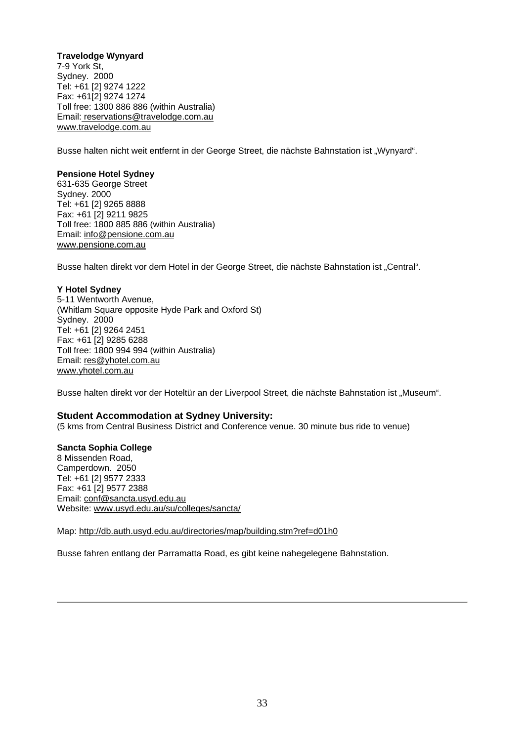**Travelodge Wynyard**
7-9 York St,
Sydney. 2000
Tel: +61 [2] 9274 1222
Fax: +61[2] 9274 1274
Toll free: 1300 886 886 (within Australia)
Email: reservations@travelodge.com.au
www.travelodge.com.au

Busse halten nicht weit entfernt in der George Street, die nächste Bahnstation ist „Wynyard".

**Pensione Hotel Sydney**
631-635 George Street
Sydney. 2000
Tel: +61 [2] 9265 8888
Fax: +61 [2] 9211 9825
Toll free: 1800 885 886 (within Australia)
Email: info@pensione.com.au
www.pensione.com.au

Busse halten direkt vor dem Hotel in der George Street, die nächste Bahnstation ist „Central".

**Y Hotel Sydney**
5-11 Wentworth Avenue,
(Whitlam Square opposite Hyde Park and Oxford St)
Sydney. 2000
Tel: +61 [2] 9264 2451
Fax: +61 [2] 9285 6288
Toll free: 1800 994 994 (within Australia)
Email: res@yhotel.com.au
www.yhotel.com.au

Busse halten direkt vor der Hoteltür an der Liverpool Street, die nächste Bahnstation ist „Museum".

### Student Accommodation at Sydney University:

(5 kms from Central Business District and Conference venue. 30 minute bus ride to venue)

**Sancta Sophia College**
8 Missenden Road,
Camperdown. 2050
Tel: +61 [2] 9577 2333
Fax: +61 [2] 9577 2388
Email: conf@sancta.usyd.edu.au
Website: www.usyd.edu.au/su/colleges/sancta/

Map: http://db.auth.usyd.edu.au/directories/map/building.stm?ref=d01h0

Busse fahren entlang der Parramatta Road, es gibt keine nahegelegene Bahnstation.

---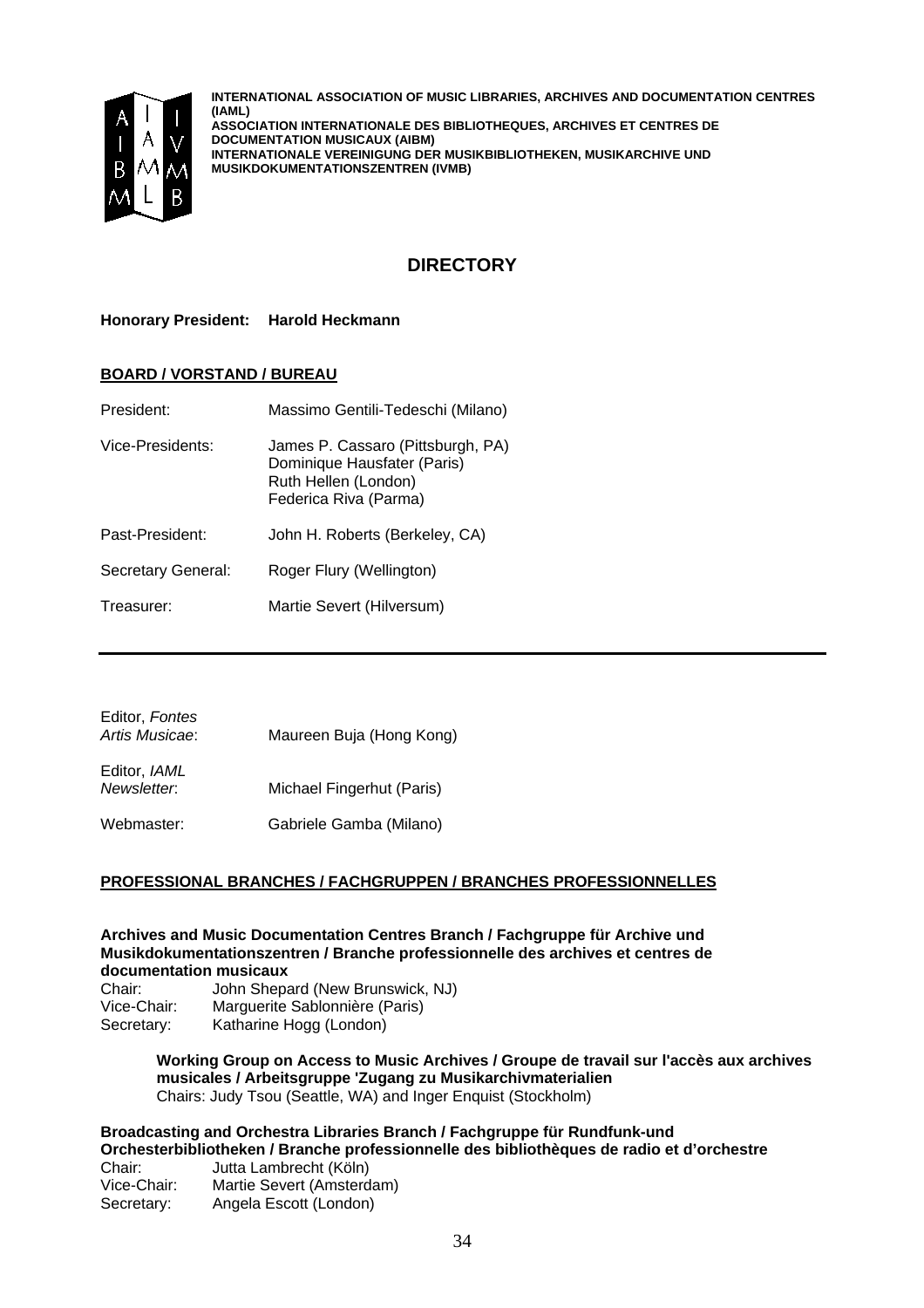**INTERNATIONAL ASSOCIATION OF MUSIC LIBRARIES, ARCHIVES AND DOCUMENTATION CENTRES (IAML)**
**ASSOCIATION INTERNATIONALE DES BIBLIOTHEQUES, ARCHIVES ET CENTRES DE DOCUMENTATION MUSICAUX (AIBM)**
**INTERNATIONALE VEREINIGUNG DER MUSIKBIBLIOTHEKEN, MUSIKARCHIVE UND MUSIKDOKUMENTATIONSZENTREN (IVMB)**

## DIRECTORY

**Honorary President: Harold Heckmann**

**BOARD / VORSTAND / BUREAU**

President: Massimo Gentili-Tedeschi (Milano)

Vice-Presidents: James P. Cassaro (Pittsburgh, PA)
Dominique Hausfater (Paris)
Ruth Hellen (London)
Federica Riva (Parma)

Past-President: John H. Roberts (Berkeley, CA)

Secretary General: Roger Flury (Wellington)

Treasurer: Martie Severt (Hilversum)

---

Editor, *Fontes Artis Musicae*: Maureen Buja (Hong Kong)

Editor, *IAML Newsletter*: Michael Fingerhut (Paris)

Webmaster: Gabriele Gamba (Milano)

**PROFESSIONAL BRANCHES / FACHGRUPPEN / BRANCHES PROFESSIONNELLES**

**Archives and Music Documentation Centres Branch / Fachgruppe für Archive und Musikdokumentationszentren / Branche professionnelle des archives et centres de documentation musicaux**
Chair: John Shepard (New Brunswick, NJ)
Vice-Chair: Marguerite Sablonnière (Paris)
Secretary: Katharine Hogg (London)

> **Working Group on Access to Music Archives / Groupe de travail sur l'accès aux archives musicales / Arbeitsgruppe 'Zugang zu Musikarchivmaterialien**
> Chairs: Judy Tsou (Seattle, WA) and Inger Enquist (Stockholm)

**Broadcasting and Orchestra Libraries Branch / Fachgruppe für Rundfunk-und Orchesterbibliotheken / Branche professionnelle des bibliothèques de radio et d'orchestre**
Chair: Jutta Lambrecht (Köln)
Vice-Chair: Martie Severt (Amsterdam)
Secretary: Angela Escott (London)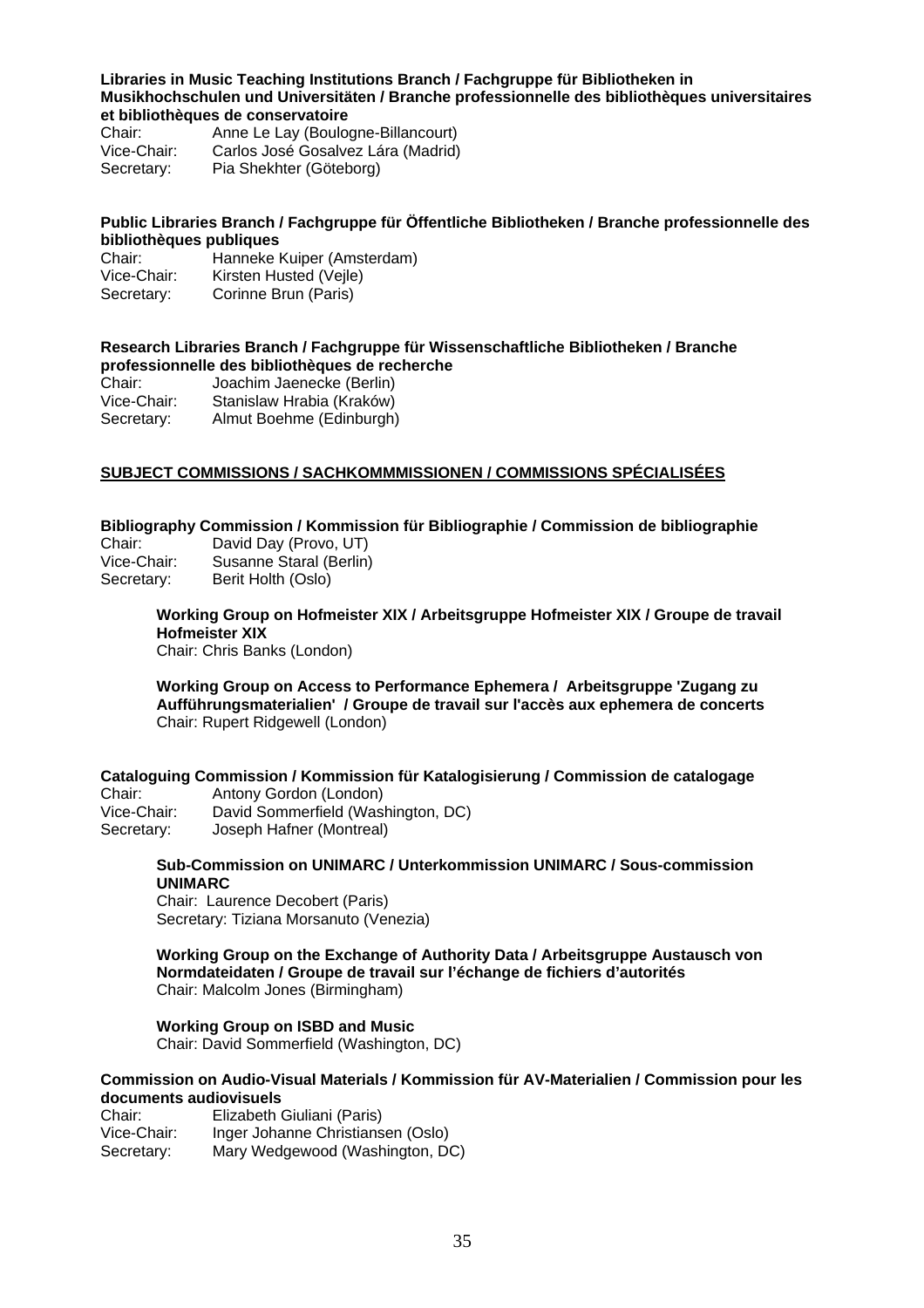**Libraries in Music Teaching Institutions Branch / Fachgruppe für Bibliotheken in Musikhochschulen und Universitäten / Branche professionnelle des bibliothèques universitaires et bibliothèques de conservatoire**

Chair: Anne Le Lay (Boulogne-Billancourt)
Vice-Chair: Carlos José Gosalvez Lára (Madrid)
Secretary: Pia Shekhter (Göteborg)

**Public Libraries Branch / Fachgruppe für Öffentliche Bibliotheken / Branche professionnelle des bibliothèques publiques**

Chair: Hanneke Kuiper (Amsterdam)
Vice-Chair: Kirsten Husted (Vejle)
Secretary: Corinne Brun (Paris)

**Research Libraries Branch / Fachgruppe für Wissenschaftliche Bibliotheken / Branche professionnelle des bibliothèques de recherche**

Chair: Joachim Jaenecke (Berlin)
Vice-Chair: Stanislaw Hrabia (Kraków)
Secretary: Almut Boehme (Edinburgh)

**SUBJECT COMMISSIONS / SACHKOMMMISSIONEN / COMMISSIONS SPÉCIALISÉES**

**Bibliography Commission / Kommission für Bibliographie / Commission de bibliographie**

Chair: David Day (Provo, UT)
Vice-Chair: Susanne Staral (Berlin)
Secretary: Berit Holth (Oslo)

**Working Group on Hofmeister XIX / Arbeitsgruppe Hofmeister XIX / Groupe de travail Hofmeister XIX**
Chair: Chris Banks (London)

**Working Group on Access to Performance Ephemera / Arbeitsgruppe 'Zugang zu Aufführungsmaterialien' / Groupe de travail sur l'accès aux ephemera de concerts**
Chair: Rupert Ridgewell (London)

**Cataloguing Commission / Kommission für Katalogisierung / Commission de catalogage**

Chair: Antony Gordon (London)
Vice-Chair: David Sommerfield (Washington, DC)
Secretary: Joseph Hafner (Montreal)

**Sub-Commission on UNIMARC / Unterkommission UNIMARC / Sous-commission UNIMARC**
Chair: Laurence Decobert (Paris)
Secretary: Tiziana Morsanuto (Venezia)

**Working Group on the Exchange of Authority Data / Arbeitsgruppe Austausch von Normdateidaten / Groupe de travail sur l'échange de fichiers d'autorités**
Chair: Malcolm Jones (Birmingham)

**Working Group on ISBD and Music**
Chair: David Sommerfield (Washington, DC)

**Commission on Audio-Visual Materials / Kommission für AV-Materialien / Commission pour les documents audiovisuels**

Chair: Elizabeth Giuliani (Paris)
Vice-Chair: Inger Johanne Christiansen (Oslo)
Secretary: Mary Wedgewood (Washington, DC)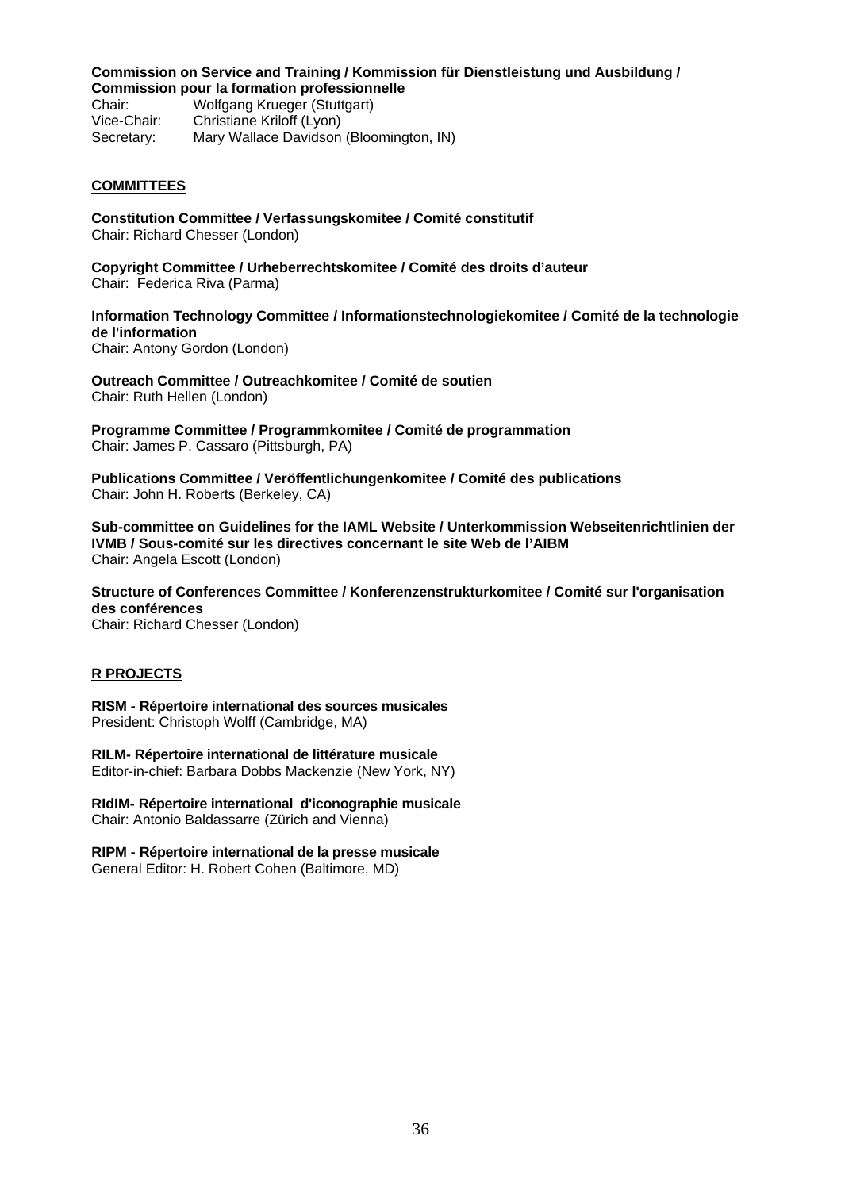**Commission on Service and Training / Kommission für Dienstleistung und Ausbildung / Commission pour la formation professionnelle**

Chair: Wolfgang Krueger (Stuttgart)
Vice-Chair: Christiane Kriloff (Lyon)
Secretary: Mary Wallace Davidson (Bloomington, IN)

## COMMITTEES

**Constitution Committee / Verfassungskomitee / Comité constitutif**
Chair: Richard Chesser (London)

**Copyright Committee / Urheberrechtskomitee / Comité des droits d'auteur**
Chair: Federica Riva (Parma)

**Information Technology Committee / Informationstechnologiekomitee / Comité de la technologie de l'information**
Chair: Antony Gordon (London)

**Outreach Committee / Outreachkomitee / Comité de soutien**
Chair: Ruth Hellen (London)

**Programme Committee / Programmkomitee / Comité de programmation**
Chair: James P. Cassaro (Pittsburgh, PA)

**Publications Committee / Veröffentlichungenkomitee / Comité des publications**
Chair: John H. Roberts (Berkeley, CA)

**Sub-committee on Guidelines for the IAML Website / Unterkommission Webseitenrichtlinien der IVMB / Sous-comité sur les directives concernant le site Web de l'AIBM**
Chair: Angela Escott (London)

**Structure of Conferences Committee / Konferenzenstrukturkomitee / Comité sur l'organisation des conférences**
Chair: Richard Chesser (London)

## R PROJECTS

**RISM - Répertoire international des sources musicales**
President: Christoph Wolff (Cambridge, MA)

**RILM- Répertoire international de littérature musicale**
Editor-in-chief: Barbara Dobbs Mackenzie (New York, NY)

**RIdIM- Répertoire international d'iconographie musicale**
Chair: Antonio Baldassarre (Zürich and Vienna)

**RIPM - Répertoire international de la presse musicale**
General Editor: H. Robert Cohen (Baltimore, MD)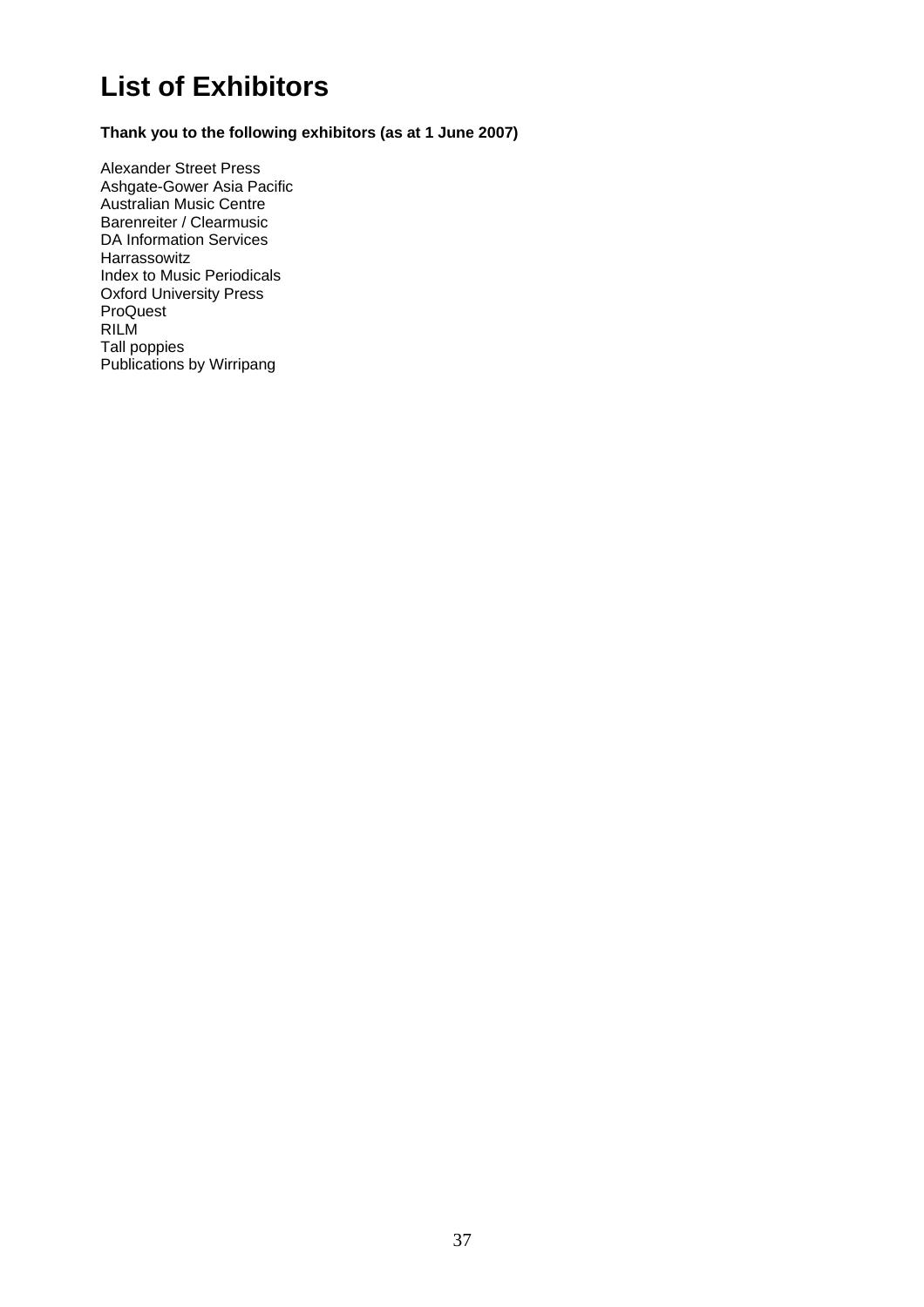# List of Exhibitors

**Thank you to the following exhibitors (as at 1 June 2007)**

Alexander Street Press
Ashgate-Gower Asia Pacific
Australian Music Centre
Barenreiter / Clearmusic
DA Information Services
Harrassowitz
Index to Music Periodicals
Oxford University Press
ProQuest
RILM
Tall poppies
Publications by Wirripang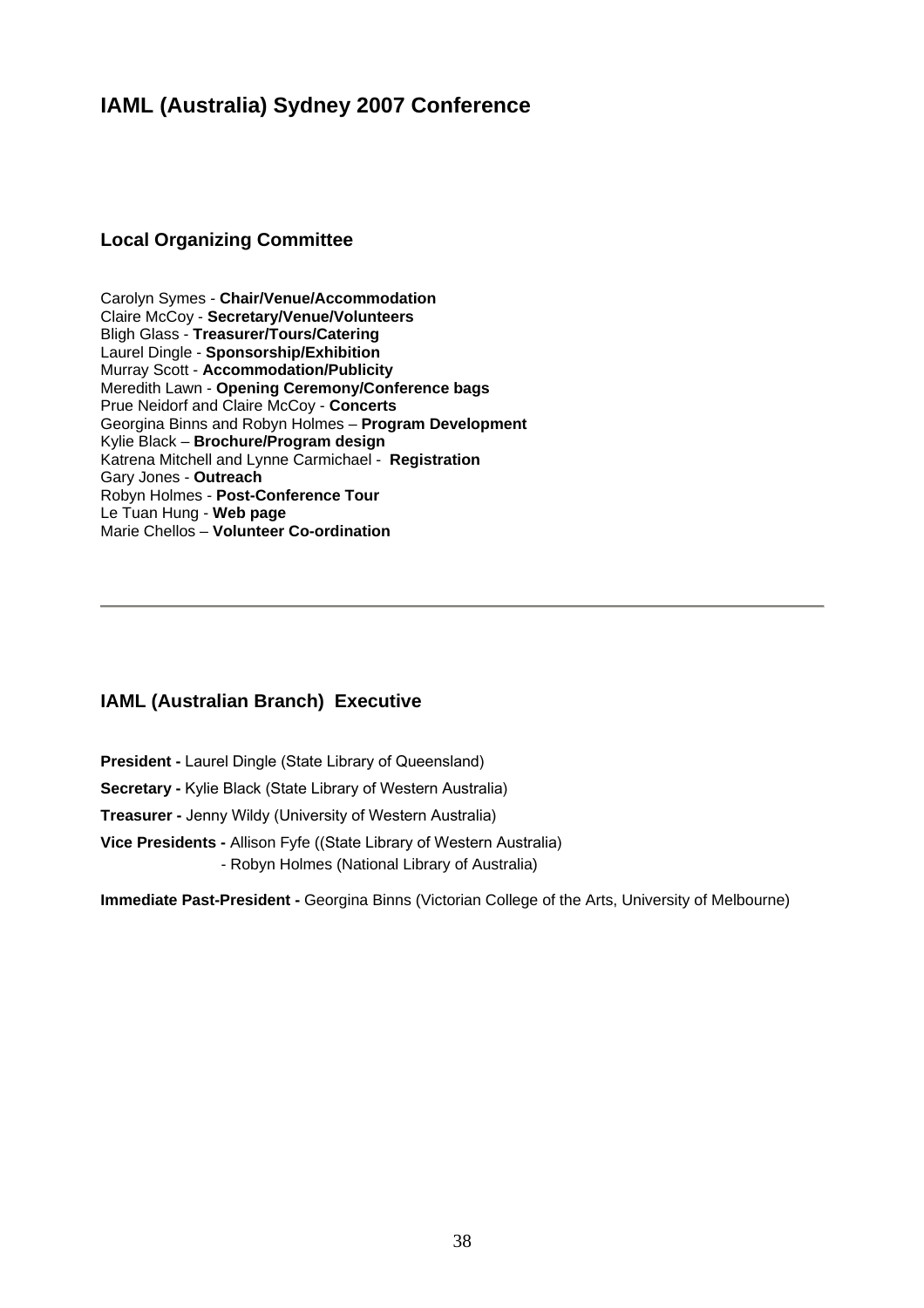# IAML (Australia) Sydney 2007 Conference

## Local Organizing Committee

Carolyn Symes - **Chair/Venue/Accommodation**
Claire McCoy - **Secretary/Venue/Volunteers**
Bligh Glass - **Treasurer/Tours/Catering**
Laurel Dingle - **Sponsorship/Exhibition**
Murray Scott - **Accommodation/Publicity**
Meredith Lawn - **Opening Ceremony/Conference bags**
Prue Neidorf and Claire McCoy - **Concerts**
Georgina Binns and Robyn Holmes – **Program Development**
Kylie Black – **Brochure/Program design**
Katrena Mitchell and Lynne Carmichael - **Registration**
Gary Jones - **Outreach**
Robyn Holmes - **Post-Conference Tour**
Le Tuan Hung - **Web page**
Marie Chellos – **Volunteer Co-ordination**

---

## IAML (Australian Branch) Executive

**President -** Laurel Dingle (State Library of Queensland)

**Secretary -** Kylie Black (State Library of Western Australia)

**Treasurer -** Jenny Wildy (University of Western Australia)

**Vice Presidents -** Allison Fyfe ((State Library of Western Australia)
- Robyn Holmes (National Library of Australia)

**Immediate Past-President -** Georgina Binns (Victorian College of the Arts, University of Melbourne)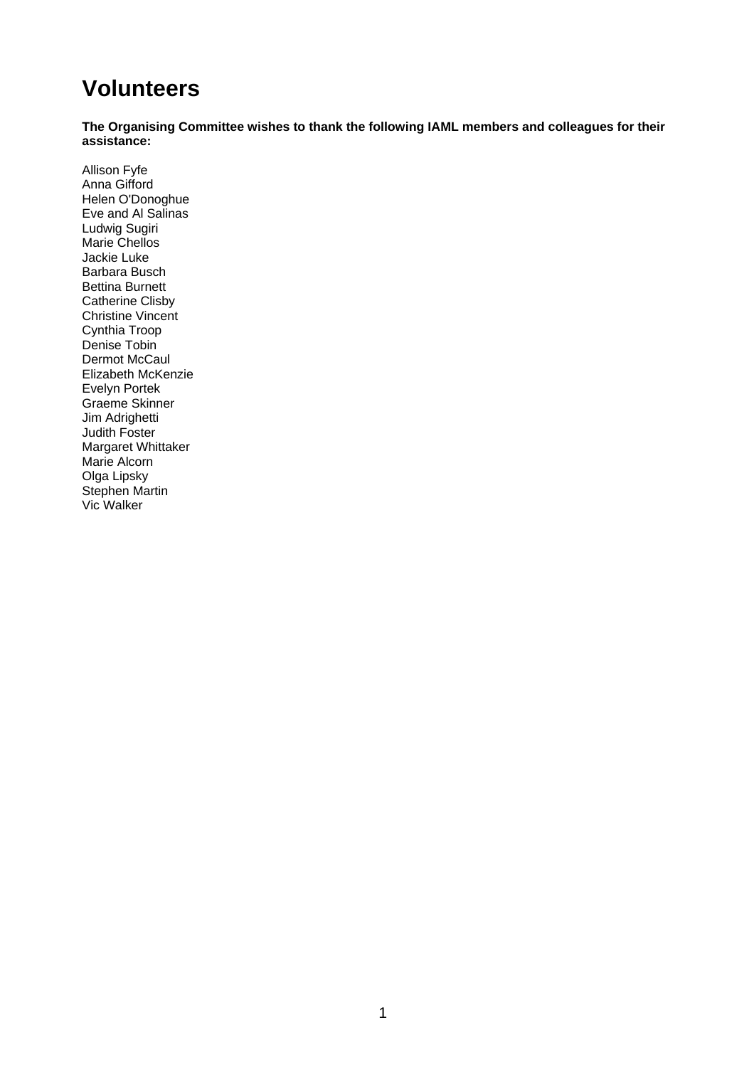# Volunteers

**The Organising Committee wishes to thank the following IAML members and colleagues for their assistance:**

Allison Fyfe
Anna Gifford
Helen O'Donoghue
Eve and Al Salinas
Ludwig Sugiri
Marie Chellos
Jackie Luke
Barbara Busch
Bettina Burnett
Catherine Clisby
Christine Vincent
Cynthia Troop
Denise Tobin
Dermot McCaul
Elizabeth McKenzie
Evelyn Portek
Graeme Skinner
Jim Adrighetti
Judith Foster
Margaret Whittaker
Marie Alcorn
Olga Lipsky
Stephen Martin
Vic Walker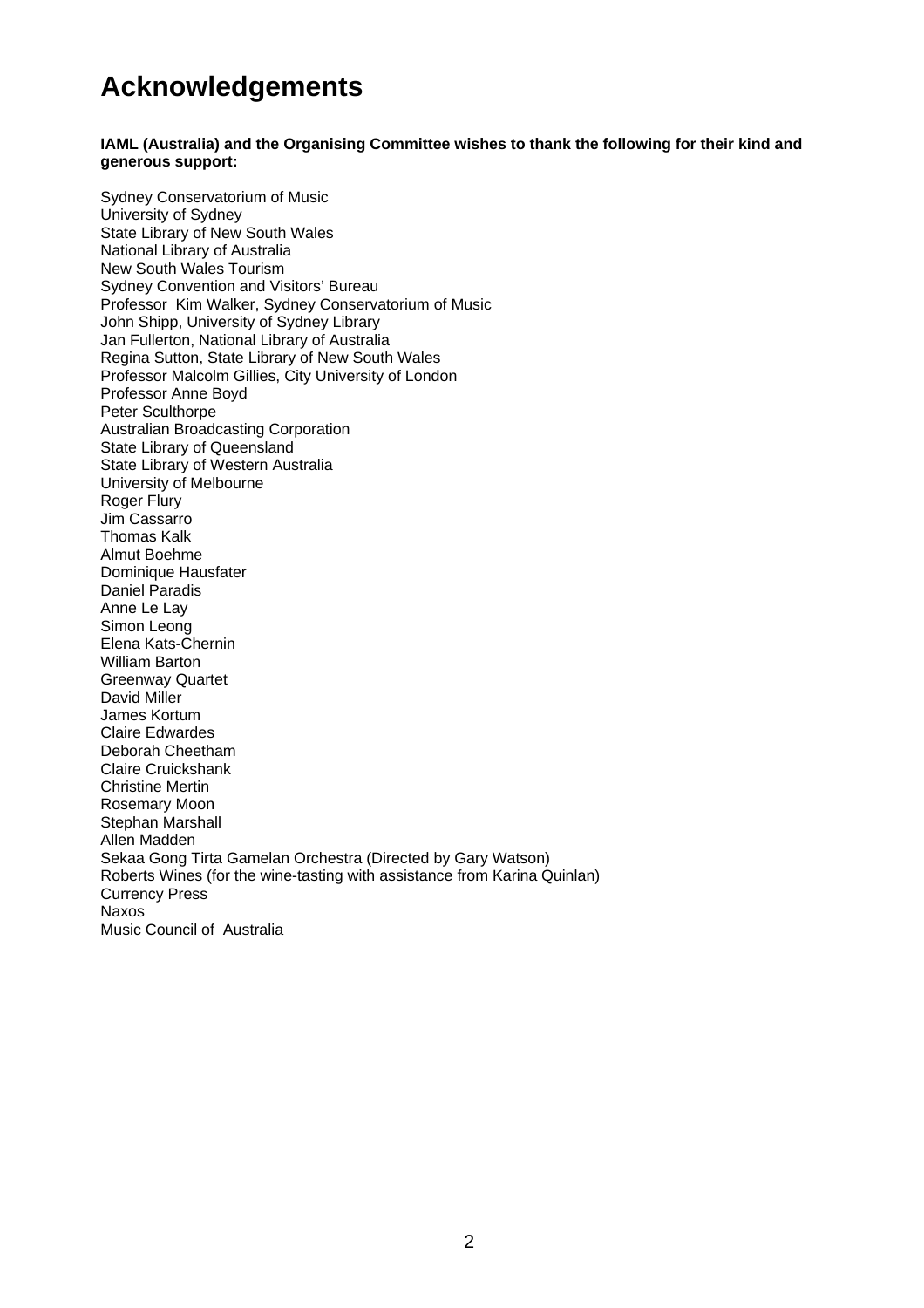# Acknowledgements

**IAML (Australia) and the Organising Committee wishes to thank the following for their kind and generous support:**

Sydney Conservatorium of Music
University of Sydney
State Library of New South Wales
National Library of Australia
New South Wales Tourism
Sydney Convention and Visitors' Bureau
Professor Kim Walker, Sydney Conservatorium of Music
John Shipp, University of Sydney Library
Jan Fullerton, National Library of Australia
Regina Sutton, State Library of New South Wales
Professor Malcolm Gillies, City University of London
Professor Anne Boyd
Peter Sculthorpe
Australian Broadcasting Corporation
State Library of Queensland
State Library of Western Australia
University of Melbourne
Roger Flury
Jim Cassarro
Thomas Kalk
Almut Boehme
Dominique Hausfater
Daniel Paradis
Anne Le Lay
Simon Leong
Elena Kats-Chernin
William Barton
Greenway Quartet
David Miller
James Kortum
Claire Edwardes
Deborah Cheetham
Claire Cruickshank
Christine Mertin
Rosemary Moon
Stephan Marshall
Allen Madden
Sekaa Gong Tirta Gamelan Orchestra (Directed by Gary Watson)
Roberts Wines (for the wine-tasting with assistance from Karina Quinlan)
Currency Press
Naxos
Music Council of Australia